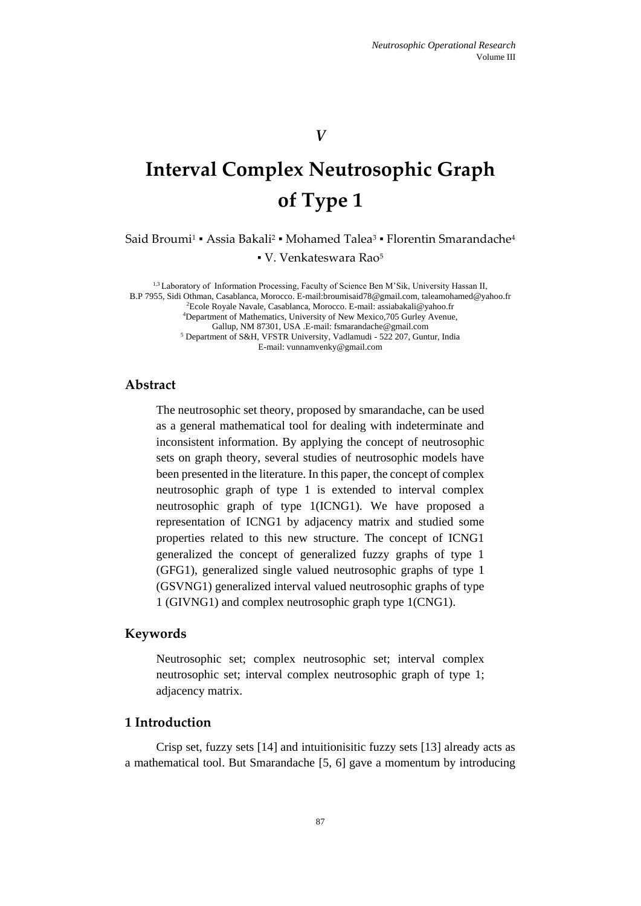*V*

# Interval Complex Neutrosophic Graph of Type 1

Said Broumi[1] ▪ Assia Bakali[2] ▪ Mohamed Talea[3] ▪ Florentin Smarandache[4] ▪ V. Venkateswara Rao[5]

[1,3] Laboratory of Information Processing, Faculty of Science Ben M'Sik, University Hassan II, B.P 7955, Sidi Othman, Casablanca, Morocco. E-mail:broumisaid78@gmail.com, taleamohamed@yahoo.fr
[2]Ecole Royale Navale, Casablanca, Morocco. E-mail: assiabakali@yahoo.fr
[4]Department of Mathematics, University of New Mexico,705 Gurley Avenue, Gallup, NM 87301, USA .E-mail: fsmarandache@gmail.com
[5] Department of S&H, VFSTR University, Vadlamudi - 522 207, Guntur, India E-mail: vunnamvenky@gmail.com

## Abstract

The neutrosophic set theory, proposed by smarandache, can be used as a general mathematical tool for dealing with indeterminate and inconsistent information. By applying the concept of neutrosophic sets on graph theory, several studies of neutrosophic models have been presented in the literature. In this paper, the concept of complex neutrosophic graph of type 1 is extended to interval complex neutrosophic graph of type 1(ICNG1). We have proposed a representation of ICNG1 by adjacency matrix and studied some properties related to this new structure. The concept of ICNG1 generalized the concept of generalized fuzzy graphs of type 1 (GFG1), generalized single valued neutrosophic graphs of type 1 (GSVNG1) generalized interval valued neutrosophic graphs of type 1 (GIVNG1) and complex neutrosophic graph type 1(CNG1).

## Keywords

Neutrosophic set; complex neutrosophic set; interval complex neutrosophic set; interval complex neutrosophic graph of type 1; adjacency matrix.

## 1 Introduction

Crisp set, fuzzy sets [14] and intuitionisitic fuzzy sets [13] already acts as a mathematical tool. But Smarandache [5, 6] gave a momentum by introducing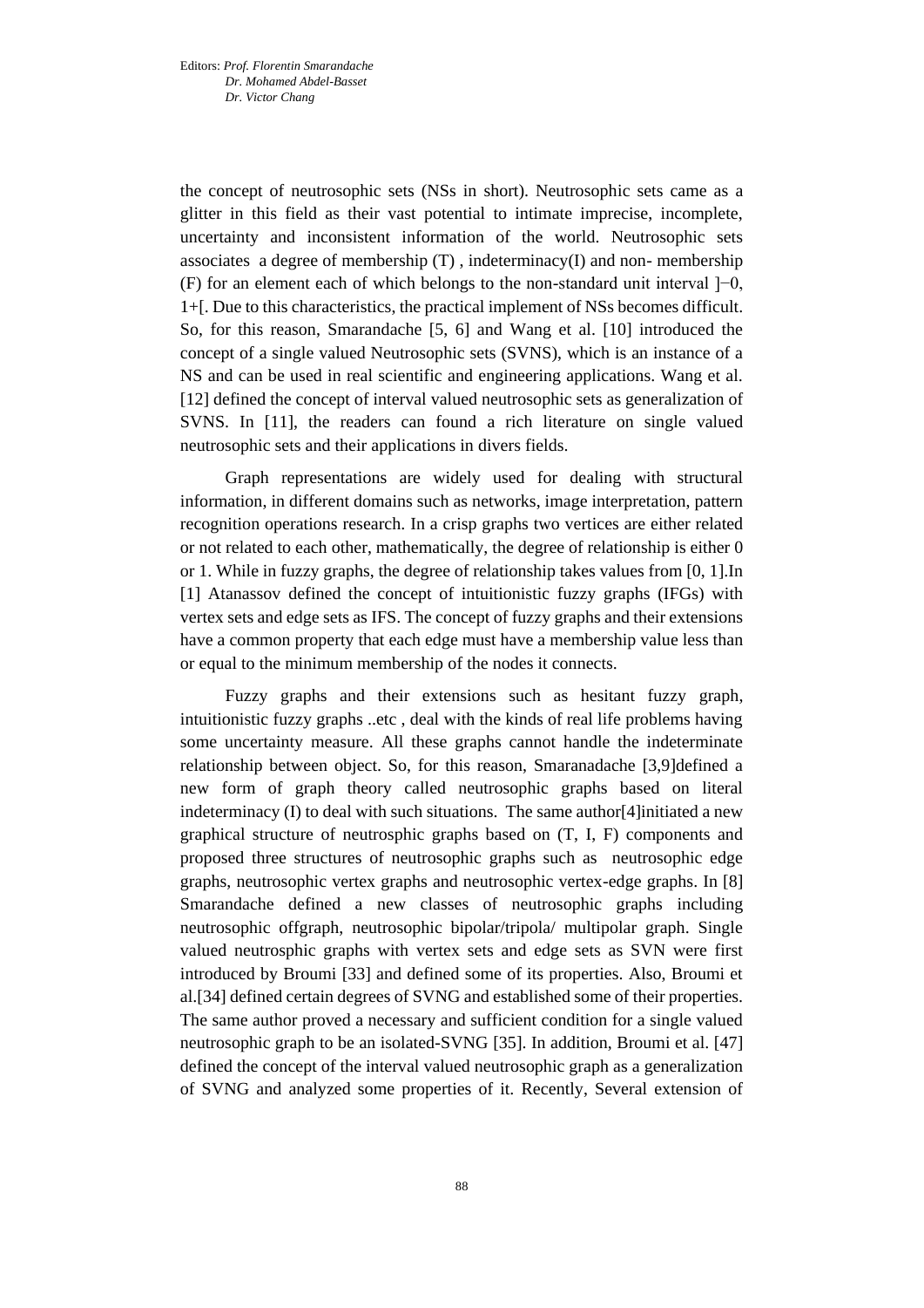the concept of neutrosophic sets (NSs in short). Neutrosophic sets came as a glitter in this field as their vast potential to intimate imprecise, incomplete, uncertainty and inconsistent information of the world. Neutrosophic sets associates a degree of membership (T) , indeterminacy(I) and non- membership (F) for an element each of which belongs to the non-standard unit interval $]^{-}0, 1^{+}[$. Due to this characteristics, the practical implement of NSs becomes difficult. So, for this reason, Smarandache [5, 6] and Wang et al. [10] introduced the concept of a single valued Neutrosophic sets (SVNS), which is an instance of a NS and can be used in real scientific and engineering applications. Wang et al. [12] defined the concept of interval valued neutrosophic sets as generalization of SVNS. In [11], the readers can found a rich literature on single valued neutrosophic sets and their applications in divers fields.

Graph representations are widely used for dealing with structural information, in different domains such as networks, image interpretation, pattern recognition operations research. In a crisp graphs two vertices are either related or not related to each other, mathematically, the degree of relationship is either 0 or 1. While in fuzzy graphs, the degree of relationship takes values from [0, 1].In [1] Atanassov defined the concept of intuitionistic fuzzy graphs (IFGs) with vertex sets and edge sets as IFS. The concept of fuzzy graphs and their extensions have a common property that each edge must have a membership value less than or equal to the minimum membership of the nodes it connects.

Fuzzy graphs and their extensions such as hesitant fuzzy graph, intuitionistic fuzzy graphs ..etc , deal with the kinds of real life problems having some uncertainty measure. All these graphs cannot handle the indeterminate relationship between object. So, for this reason, Smaranadache [3,9]defined a new form of graph theory called neutrosophic graphs based on literal indeterminacy (I) to deal with such situations. The same author[4]initiated a new graphical structure of neutrosphic graphs based on (T, I, F) components and proposed three structures of neutrosophic graphs such as neutrosophic edge graphs, neutrosophic vertex graphs and neutrosophic vertex-edge graphs. In [8] Smarandache defined a new classes of neutrosophic graphs including neutrosophic offgraph, neutrosophic bipolar/tripola/ multipolar graph. Single valued neutrsphic graphs with vertex sets and edge sets as SVN were first introduced by Broumi [33] and defined some of its properties. Also, Broumi et al.[34] defined certain degrees of SVNG and established some of their properties. The same author proved a necessary and sufficient condition for a single valued neutrosophic graph to be an isolated-SVNG [35]. In addition, Broumi et al. [47] defined the concept of the interval valued neutrosophic graph as a generalization of SVNG and analyzed some properties of it. Recently, Several extension of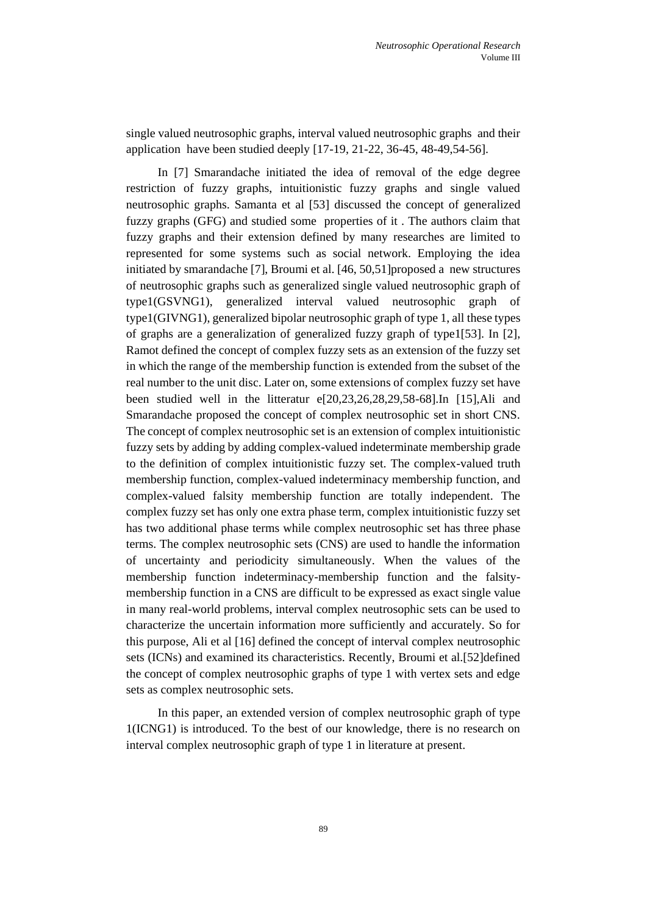single valued neutrosophic graphs, interval valued neutrosophic graphs and their application have been studied deeply [17-19, 21-22, 36-45, 48-49,54-56].

In [7] Smarandache initiated the idea of removal of the edge degree restriction of fuzzy graphs, intuitionistic fuzzy graphs and single valued neutrosophic graphs. Samanta et al [53] discussed the concept of generalized fuzzy graphs (GFG) and studied some properties of it . The authors claim that fuzzy graphs and their extension defined by many researches are limited to represented for some systems such as social network. Employing the idea initiated by smarandache [7], Broumi et al. [46, 50,51]proposed a new structures of neutrosophic graphs such as generalized single valued neutrosophic graph of type1(GSVNG1), generalized interval valued neutrosophic graph of type1(GIVNG1), generalized bipolar neutrosophic graph of type 1, all these types of graphs are a generalization of generalized fuzzy graph of type1[53]. In [2], Ramot defined the concept of complex fuzzy sets as an extension of the fuzzy set in which the range of the membership function is extended from the subset of the real number to the unit disc. Later on, some extensions of complex fuzzy set have been studied well in the litteratur e[20,23,26,28,29,58-68].In [15],Ali and Smarandache proposed the concept of complex neutrosophic set in short CNS. The concept of complex neutrosophic set is an extension of complex intuitionistic fuzzy sets by adding by adding complex-valued indeterminate membership grade to the definition of complex intuitionistic fuzzy set. The complex-valued truth membership function, complex-valued indeterminacy membership function, and complex-valued falsity membership function are totally independent. The complex fuzzy set has only one extra phase term, complex intuitionistic fuzzy set has two additional phase terms while complex neutrosophic set has three phase terms. The complex neutrosophic sets (CNS) are used to handle the information of uncertainty and periodicity simultaneously. When the values of the membership function indeterminacy-membership function and the falsity-membership function in a CNS are difficult to be expressed as exact single value in many real-world problems, interval complex neutrosophic sets can be used to characterize the uncertain information more sufficiently and accurately. So for this purpose, Ali et al [16] defined the concept of interval complex neutrosophic sets (ICNs) and examined its characteristics. Recently, Broumi et al.[52]defined the concept of complex neutrosophic graphs of type 1 with vertex sets and edge sets as complex neutrosophic sets.

In this paper, an extended version of complex neutrosophic graph of type 1(ICNG1) is introduced. To the best of our knowledge, there is no research on interval complex neutrosophic graph of type 1 in literature at present.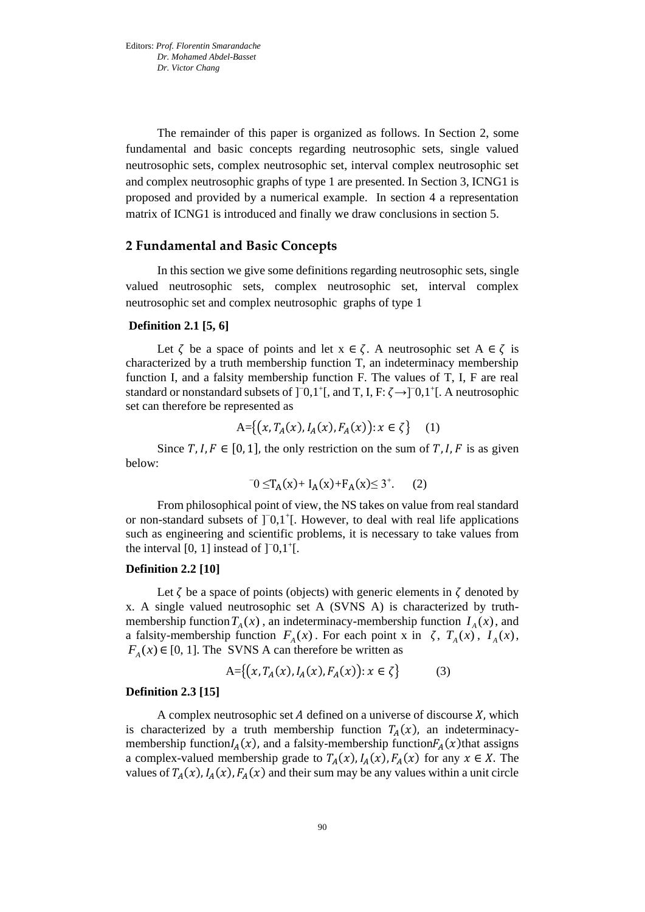Editors: *Prof. Florentin Smarandache*
*Dr. Mohamed Abdel-Basset*
*Dr. Victor Chang*

The remainder of this paper is organized as follows. In Section 2, some fundamental and basic concepts regarding neutrosophic sets, single valued neutrosophic sets, complex neutrosophic set, interval complex neutrosophic set and complex neutrosophic graphs of type 1 are presented. In Section 3, ICNG1 is proposed and provided by a numerical example. In section 4 a representation matrix of ICNG1 is introduced and finally we draw conclusions in section 5.

## 2 Fundamental and Basic Concepts

In this section we give some definitions regarding neutrosophic sets, single valued neutrosophic sets, complex neutrosophic set, interval complex neutrosophic set and complex neutrosophic graphs of type 1

**Definition 2.1 [5, 6]**

Let $\zeta$ be a space of points and let $x \in \zeta$. A neutrosophic set $A \in \zeta$ is characterized by a truth membership function T, an indeterminacy membership function I, and a falsity membership function F. The values of T, I, F are real standard or nonstandard subsets of $]^{-}0,1^{+}[$, and T, I, F: $\zeta \rightarrow ]^{-}0,1^{+}[$. A neutrosophic set can therefore be represented as

$$A=\{(x, T_A(x), I_A(x), F_A(x)): x \in \zeta\} \quad (1)$$

Since $T, I, F \in [0, 1]$, the only restriction on the sum of $T, I, F$ is as given below:

$$^{-}0 \leq T_A(x)+ I_A(x)+F_A(x) \leq 3^{+}. \quad (2)$$

From philosophical point of view, the NS takes on value from real standard or non-standard subsets of $]^{-}0,1^{+}[$. However, to deal with real life applications such as engineering and scientific problems, it is necessary to take values from the interval [0, 1] instead of $]^{-}0,1^{+}[$.

**Definition 2.2 [10]**

Let $\zeta$ be a space of points (objects) with generic elements in $\zeta$ denoted by x. A single valued neutrosophic set A (SVNS A) is characterized by truth-membership function $T_A(x)$, an indeterminacy-membership function $I_A(x)$, and a falsity-membership function $F_A(x)$. For each point x in $\zeta$, $T_A(x)$, $I_A(x)$, $F_A(x) \in [0, 1]$. The SVNS A can therefore be written as

$$A=\{(x, T_A(x), I_A(x), F_A(x)): x \in \zeta\} \quad (3)$$

**Definition 2.3 [15]**

A complex neutrosophic set $A$ defined on a universe of discourse $X$, which is characterized by a truth membership function $T_A(x)$, an indeterminacy-membership function $I_A(x)$, and a falsity-membership function $F_A(x)$ that assigns a complex-valued membership grade to $T_A(x), I_A(x), F_A(x)$ for any $x \in X$. The values of $T_A(x), I_A(x), F_A(x)$ and their sum may be any values within a unit circle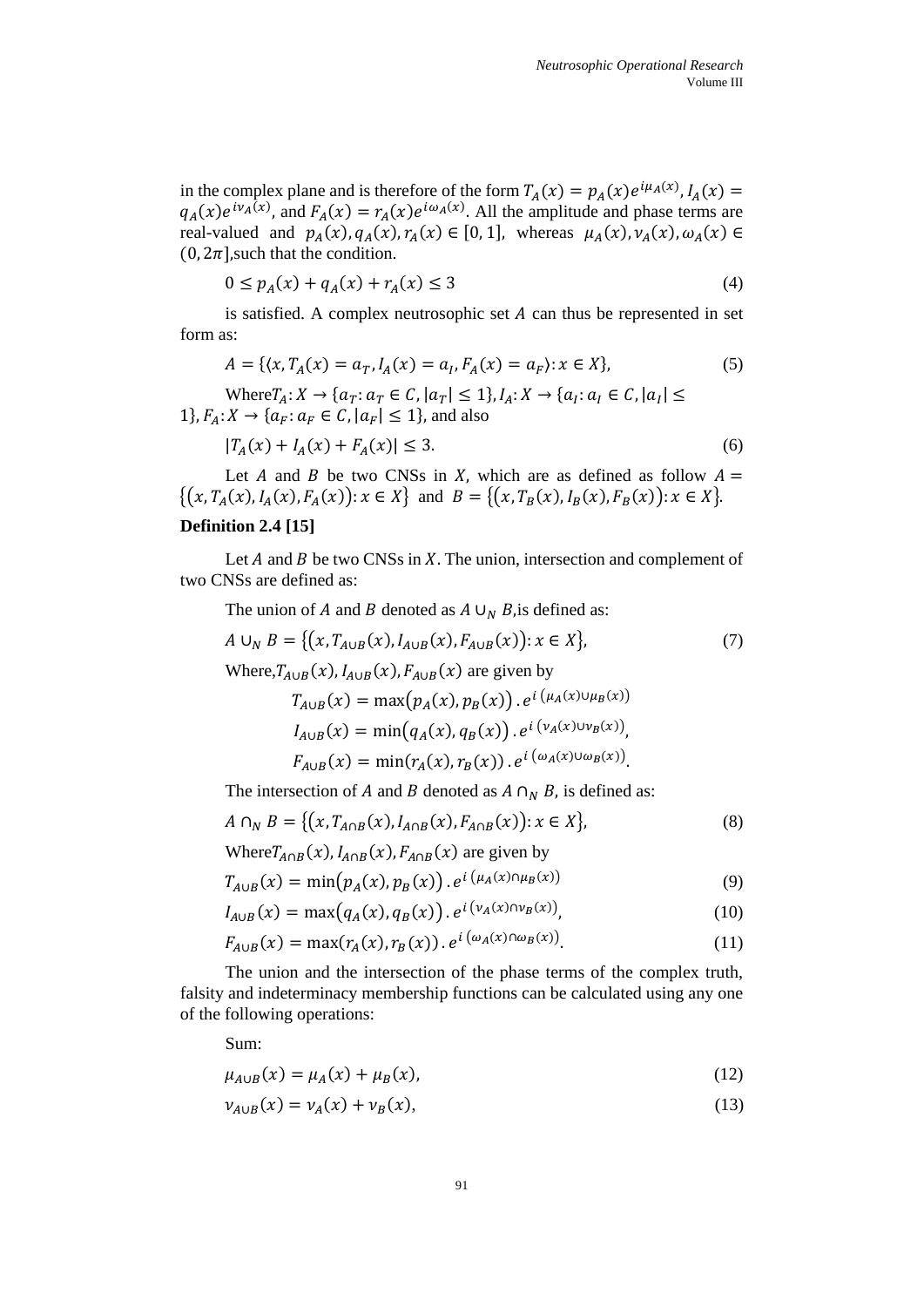in the complex plane and is therefore of the form $T_A(x) = p_A(x)e^{i\mu_A(x)}$, $I_A(x) = q_A(x)e^{i\nu_A(x)}$, and $F_A(x) = r_A(x)e^{i\omega_A(x)}$. All the amplitude and phase terms are real-valued and $p_A(x), q_A(x), r_A(x) \in [0, 1]$, whereas $\mu_A(x), \nu_A(x), \omega_A(x) \in (0, 2\pi]$,such that the condition.

$$0 \leq p_A(x) + q_A(x) + r_A(x) \leq 3 \tag{4}$$

is satisfied. A complex neutrosophic set $A$ can thus be represented in set form as:

$$A = \{\langle x, T_A(x) = a_T, I_A(x) = a_I, F_A(x) = a_F\rangle : x \in X\}, \tag{5}$$

Where$T_A: X \to \{a_T: a_T \in C, |a_T| \leq 1\}$, $I_A: X \to \{a_I: a_I \in C, |a_I| \leq 1\}$, $F_A: X \to \{a_F: a_F \in C, |a_F| \leq 1\}$, and also

$$|T_A(x) + I_A(x) + F_A(x)| \leq 3. \tag{6}$$

Let $A$ and $B$ be two CNSs in $X$, which are as defined as follow $A = \{(x, T_A(x), I_A(x), F_A(x)): x \in X\}$ and $B = \{(x, T_B(x), I_B(x), F_B(x)): x \in X\}$.

**Definition 2.4 [15]**

Let $A$ and $B$ be two CNSs in $X$. The union, intersection and complement of two CNSs are defined as:

The union of $A$ and $B$ denoted as $A \cup_N B$,is defined as:

$$A \cup_N B = \{(x, T_{A\cup B}(x), I_{A\cup B}(x), F_{A\cup B}(x)): x \in X\}, \tag{7}$$

Where,$T_{A\cup B}(x), I_{A\cup B}(x), F_{A\cup B}(x)$ are given by

$$T_{A\cup B}(x) = \max(p_A(x), p_B(x)) \,.\, e^{i\,(\mu_A(x)\cup\mu_B(x))}$$

$$I_{A\cup B}(x) = \min(q_A(x), q_B(x)) \,.\, e^{i\,(\nu_A(x)\cup\nu_B(x))},$$

$$F_{A\cup B}(x) = \min(r_A(x), r_B(x)) \,.\, e^{i\,(\omega_A(x)\cup\omega_B(x))}.$$

The intersection of $A$ and $B$ denoted as $A \cap_N B$, is defined as:

$$A \cap_N B = \{(x, T_{A\cap B}(x), I_{A\cap B}(x), F_{A\cap B}(x)): x \in X\}, \tag{8}$$

Where$T_{A\cap B}(x), I_{A\cap B}(x), F_{A\cap B}(x)$ are given by

$$T_{A\cup B}(x) = \min(p_A(x), p_B(x)) \,.\, e^{i\,(\mu_A(x)\cap\mu_B(x))} \tag{9}$$

$$I_{A\cup B}(x) = \max(q_A(x), q_B(x)) \,.\, e^{i\,(\nu_A(x)\cap\nu_B(x))}, \tag{10}$$

$$F_{A\cup B}(x) = \max(r_A(x), r_B(x)) \,.\, e^{i\,(\omega_A(x)\cap\omega_B(x))}. \tag{11}$$

The union and the intersection of the phase terms of the complex truth, falsity and indeterminacy membership functions can be calculated using any one of the following operations:

Sum:

$$\mu_{A\cup B}(x) = \mu_A(x) + \mu_B(x), \tag{12}$$

$$\nu_{A\cup B}(x) = \nu_A(x) + \nu_B(x), \tag{13}$$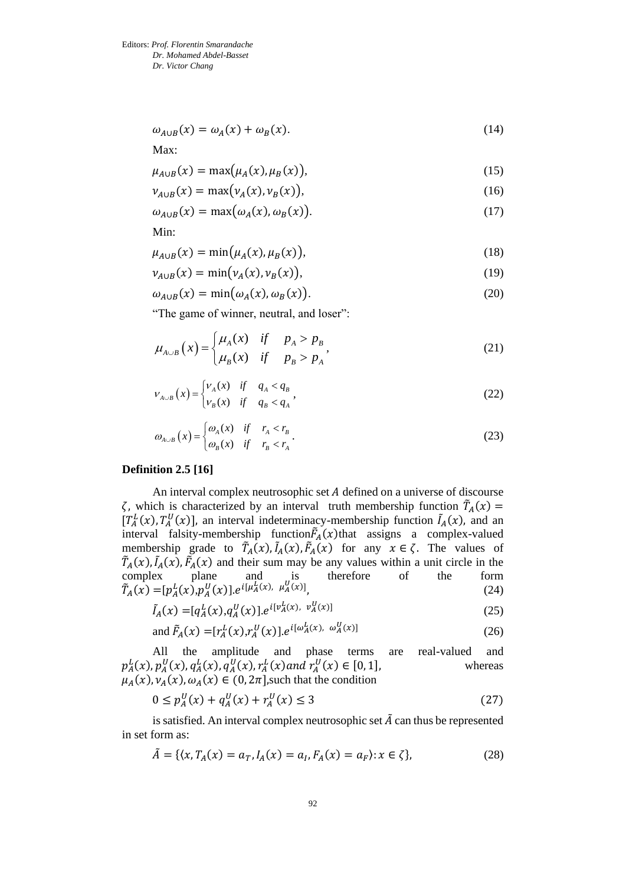$$\omega_{A\cup B}(x) = \omega_A(x) + \omega_B(x). \tag{14}$$

Max:

$$\mu_{A\cup B}(x) = \max\big(\mu_A(x), \mu_B(x)\big), \tag{15}$$

$$\nu_{A\cup B}(x) = \max\big(\nu_A(x), \nu_B(x)\big), \tag{16}$$

$$\omega_{A\cup B}(x) = \max\big(\omega_A(x), \omega_B(x)\big). \tag{17}$$

Min:

$$\mu_{A\cup B}(x) = \min\big(\mu_A(x), \mu_B(x)\big), \tag{18}$$

$$\nu_{A\cup B}(x) = \min\big(\nu_A(x), \nu_B(x)\big), \tag{19}$$

$$\omega_{A\cup B}(x) = \min\big(\omega_A(x), \omega_B(x)\big). \tag{20}$$

"The game of winner, neutral, and loser":

$$\mu_{A\cup B}(x) = \begin{cases} \mu_A(x) & if \quad p_A > p_B \\ \mu_B(x) & if \quad p_B > p_A \end{cases}, \tag{21}$$

$$\nu_{A\cup B}(x) = \begin{cases} \nu_A(x) & if \quad q_A < q_B \\ \nu_B(x) & if \quad q_B < q_A \end{cases}, \tag{22}$$

$$\omega_{A\cup B}(x) = \begin{cases} \omega_A(x) & if \quad r_A < r_B \\ \omega_B(x) & if \quad r_B < r_A \end{cases}. \tag{23}$$

**Definition 2.5 [16]**

An interval complex neutrosophic set $A$ defined on a universe of discourse $\zeta$, which is characterized by an interval truth membership function $\tilde{T}_A(x) = [T_A^L(x), T_A^U(x)]$, an interval indeterminacy-membership function $\tilde{I}_A(x)$, and an interval falsity-membership function $\tilde{F}_A(x)$ that assigns a complex-valued membership grade to $\tilde{T}_A(x), \tilde{I}_A(x), \tilde{F}_A(x)$ for any $x \in \zeta$. The values of $\tilde{T}_A(x), \tilde{I}_A(x), \tilde{F}_A(x)$ and their sum may be any values within a unit circle in the complex plane and is therefore of the form

$$\tilde{T}_A(x) = [p_A^L(x), p_A^U(x)].e^{i[\mu_A^L(x),\ \mu_A^U(x)]}, \tag{24}$$

$$\tilde{I}_A(x) = [q_A^L(x), q_A^U(x)].e^{i[\nu_A^L(x),\ \nu_A^U(x)]} \tag{25}$$

and $$\tilde{F}_A(x) = [r_A^L(x), r_A^U(x)].e^{i[\omega_A^L(x),\ \omega_A^U(x)]} \tag{26}$$

All the amplitude and phase terms are real-valued and $p_A^L(x), p_A^U(x), q_A^L(x), q_A^U(x), r_A^L(x)$ and $r_A^U(x) \in [0,1]$, whereas $\mu_A(x), \nu_A(x), \omega_A(x) \in (0, 2\pi]$, such that the condition

$$0 \le p_A^U(x) + q_A^U(x) + r_A^U(x) \le 3 \tag{27}$$

is satisfied. An interval complex neutrosophic set $\tilde{A}$ can thus be represented in set form as:

$$\tilde{A} = \{\langle x, T_A(x) = a_T, I_A(x) = a_I, F_A(x) = a_F \rangle : x \in \zeta\}, \tag{28}$$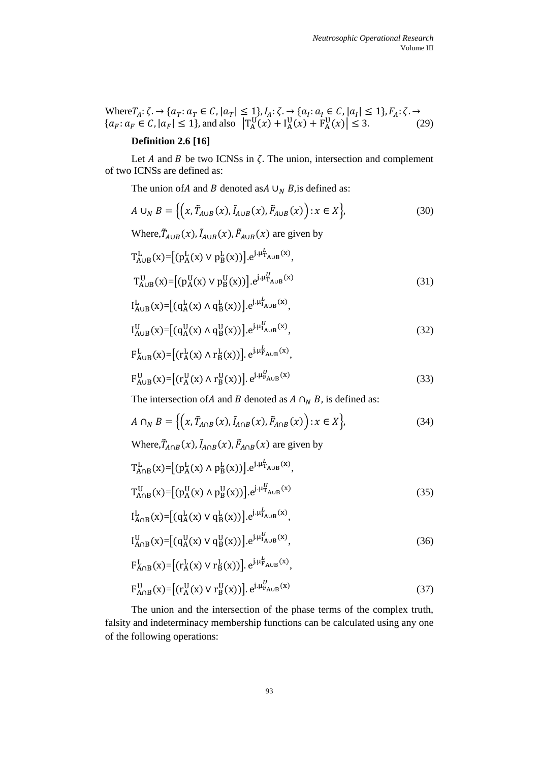Where $T_A: \zeta. \to \{a_T: a_T \in C, |a_T| \leq 1\}, I_A: \zeta. \to \{a_I: a_I \in C, |a_I| \leq 1\}, F_A: \zeta. \to \{a_F: a_F \in C, |a_F| \leq 1\}$, and also $\left|T_A^U(x) + I_A^U(x) + F_A^U(x)\right| \leq 3.$ (29)

**Definition 2.6 [16]**

Let $A$ and $B$ be two ICNSs in $\zeta$. The union, intersection and complement of two ICNSs are defined as:

The union of $A$ and $B$ denoted as $A \cup_N B$, is defined as:

$$A \cup_N B = \left\{\left(x, \tilde{T}_{A\cup B}(x), \tilde{I}_{A\cup B}(x), \tilde{F}_{A\cup B}(x)\right): x \in X\right\}, \tag{30}$$

Where, $\tilde{T}_{A\cup B}(x), \tilde{I}_{A\cup B}(x), \tilde{F}_{A\cup B}(x)$ are given by

$$T_{A\cup B}^L(x) = \left[(p_A^L(x) \vee p_B^L(x))\right].e^{j.\mu_{T_{A\cup B}}^L(x)},$$

$$T_{A\cup B}^U(x) = \left[(p_A^U(x) \vee p_B^U(x))\right].e^{j.\mu_{T_{A\cup B}}^U(x)} \tag{31}$$

$$I_{A\cup B}^L(x) = \left[(q_A^L(x) \wedge q_B^L(x))\right].e^{j.\mu_{I_{A\cup B}}^L(x)},$$

$$I_{A\cup B}^U(x) = \left[(q_A^U(x) \wedge q_B^U(x))\right].e^{j.\mu_{I_{A\cup B}}^U(x)}, \tag{32}$$

$$F_{A\cup B}^L(x) = \left[(r_A^L(x) \wedge r_B^L(x))\right].e^{j.\mu_{F_{A\cup B}}^L(x)},$$

$$F_{A\cup B}^U(x) = \left[(r_A^U(x) \wedge r_B^U(x))\right].e^{j.\mu_{F_{A\cup B}}^U(x)} \tag{33}$$

The intersection of $A$ and $B$ denoted as $A \cap_N B$, is defined as:

$$A \cap_N B = \left\{\left(x, \tilde{T}_{A\cap B}(x), \tilde{I}_{A\cap B}(x), \tilde{F}_{A\cap B}(x)\right): x \in X\right\}, \tag{34}$$

Where, $\tilde{T}_{A\cap B}(x), \tilde{I}_{A\cap B}(x), \tilde{F}_{A\cap B}(x)$ are given by

$$T_{A\cap B}^L(x) = \left[(p_A^L(x) \wedge p_B^L(x))\right].e^{j.\mu_{T_{A\cup B}}^L(x)},$$

$$T_{A\cap B}^U(x) = \left[(p_A^U(x) \wedge p_B^U(x))\right].e^{j.\mu_{T_{A\cup B}}^U(x)} \tag{35}$$

$$I_{A\cap B}^L(x) = \left[(q_A^L(x) \vee q_B^L(x))\right].e^{j.\mu_{I_{A\cup B}}^L(x)},$$

$$I_{A\cap B}^U(x) = \left[(q_A^U(x) \vee q_B^U(x))\right].e^{j.\mu_{I_{A\cup B}}^U(x)}, \tag{36}$$

$$F_{A\cap B}^L(x) = \left[(r_A^L(x) \vee r_B^L(x))\right].e^{j.\mu_{F_{A\cup B}}^L(x)},$$

$$F_{A\cap B}^U(x) = \left[(r_A^U(x) \vee r_B^U(x))\right].e^{j.\mu_{F_{A\cup B}}^U(x)} \tag{37}$$

The union and the intersection of the phase terms of the complex truth, falsity and indeterminacy membership functions can be calculated using any one of the following operations: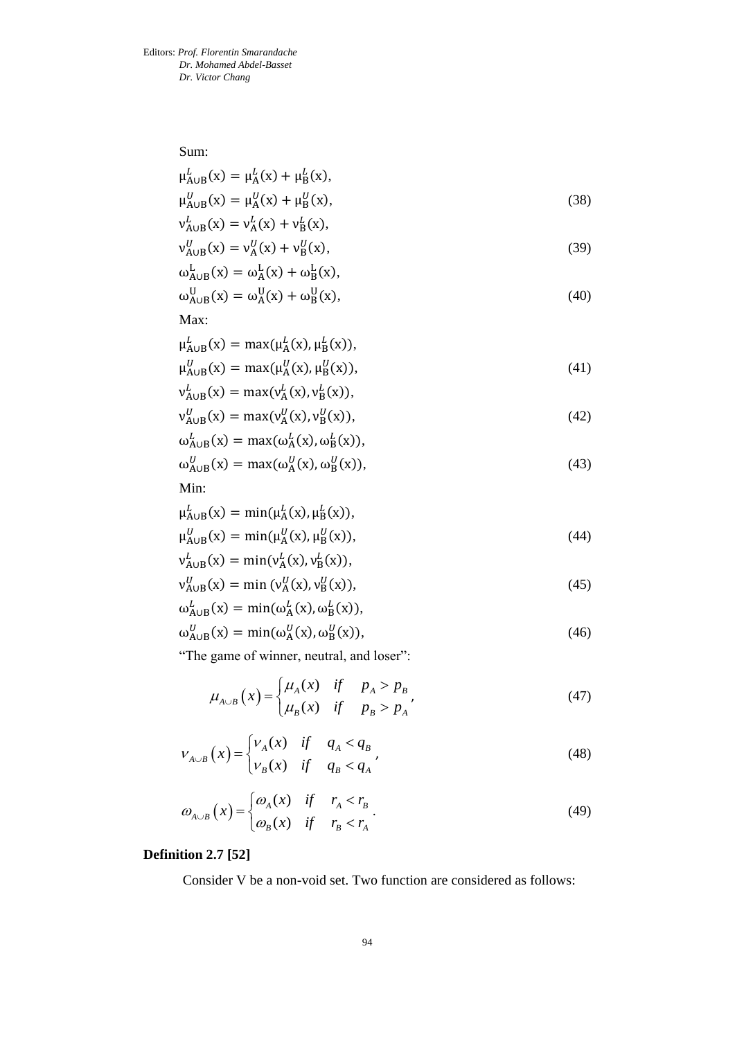Sum:

$$\mu^{L}_{A\cup B}(x) = \mu^{L}_{A}(x) + \mu^{L}_{B}(x),$$
$$\mu^{U}_{A\cup B}(x) = \mu^{U}_{A}(x) + \mu^{U}_{B}(x), \tag{38}$$
$$\nu^{L}_{A\cup B}(x) = \nu^{L}_{A}(x) + \nu^{L}_{B}(x),$$
$$\nu^{U}_{A\cup B}(x) = \nu^{U}_{A}(x) + \nu^{U}_{B}(x), \tag{39}$$
$$\omega^{L}_{A\cup B}(x) = \omega^{L}_{A}(x) + \omega^{L}_{B}(x),$$
$$\omega^{U}_{A\cup B}(x) = \omega^{U}_{A}(x) + \omega^{U}_{B}(x), \tag{40}$$

Max:

$$\mu^{L}_{A\cup B}(x) = \max(\mu^{L}_{A}(x), \mu^{L}_{B}(x)),$$
$$\mu^{U}_{A\cup B}(x) = \max(\mu^{U}_{A}(x), \mu^{U}_{B}(x)), \tag{41}$$
$$\nu^{L}_{A\cup B}(x) = \max(\nu^{L}_{A}(x), \nu^{L}_{B}(x)),$$
$$\nu^{U}_{A\cup B}(x) = \max(\nu^{U}_{A}(x), \nu^{U}_{B}(x)), \tag{42}$$
$$\omega^{L}_{A\cup B}(x) = \max(\omega^{L}_{A}(x), \omega^{L}_{B}(x)),$$
$$\omega^{U}_{A\cup B}(x) = \max(\omega^{U}_{A}(x), \omega^{U}_{B}(x)), \tag{43}$$

Min:

$$\mu^{L}_{A\cup B}(x) = \min(\mu^{L}_{A}(x), \mu^{L}_{B}(x)),$$
$$\mu^{U}_{A\cup B}(x) = \min(\mu^{U}_{A}(x), \mu^{U}_{B}(x)), \tag{44}$$
$$\nu^{L}_{A\cup B}(x) = \min(\nu^{L}_{A}(x), \nu^{L}_{B}(x)),$$
$$\nu^{U}_{A\cup B}(x) = \min(\nu^{U}_{A}(x), \nu^{U}_{B}(x)), \tag{45}$$
$$\omega^{L}_{A\cup B}(x) = \min(\omega^{L}_{A}(x), \omega^{L}_{B}(x)),$$
$$\omega^{U}_{A\cup B}(x) = \min(\omega^{U}_{A}(x), \omega^{U}_{B}(x)), \tag{46}$$

"The game of winner, neutral, and loser":

$$\mu_{A\cup B}(x) = \begin{cases} \mu_A(x) & if \quad p_A > p_B \\ \mu_B(x) & if \quad p_B > p_A \end{cases}, \tag{47}$$

$$\nu_{A\cup B}(x) = \begin{cases} \nu_A(x) & if \quad q_A < q_B \\ \nu_B(x) & if \quad q_B < q_A \end{cases}, \tag{48}$$

$$\omega_{A\cup B}(x) = \begin{cases} \omega_A(x) & if \quad r_A < r_B \\ \omega_B(x) & if \quad r_B < r_A \end{cases}. \tag{49}$$

**Definition 2.7 [52]**

Consider V be a non-void set. Two function are considered as follows: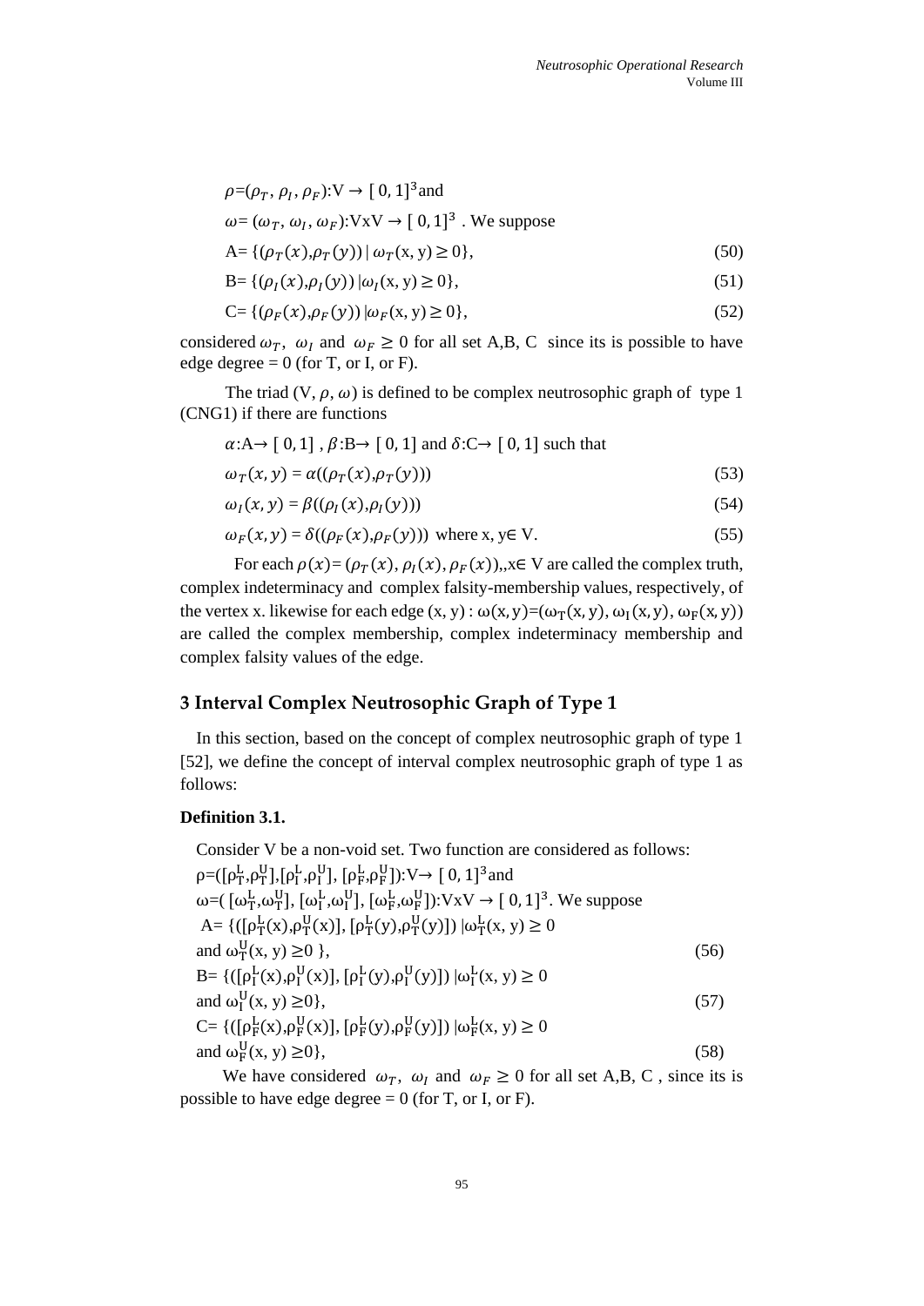$\rho$=($\rho_T$, $\rho_I$, $\rho_F$):V → [ 0, 1]$^3$ and

$\omega$= ($\omega_T$, $\omega_I$, $\omega_F$):VxV → [ 0, 1]$^3$ . We suppose

$$A= \{(\rho_T(x),\rho_T(y)) \mid \omega_T(x, y) \geq 0\}, \tag{50}$$

$$B= \{(\rho_I(x),\rho_I(y)) \mid \omega_I(x, y) \geq 0\}, \tag{51}$$

$$C= \{(\rho_F(x),\rho_F(y)) \mid \omega_F(x, y) \geq 0\}, \tag{52}$$

considered $\omega_T$, $\omega_I$ and $\omega_F \geq 0$ for all set A,B, C since its is possible to have edge degree = 0 (for T, or I, or F).

The triad (V, $\rho$, $\omega$) is defined to be complex neutrosophic graph of type 1 (CNG1) if there are functions

$\alpha$:A→ [ 0, 1] , $\beta$:B→ [ 0, 1] and $\delta$:C→ [ 0, 1] such that

$$\omega_T(x, y) = \alpha((\rho_T(x),\rho_T(y))) \tag{53}$$

$$\omega_I(x, y) = \beta((\rho_I(x),\rho_I(y))) \tag{54}$$

$$\omega_F(x, y) = \delta((\rho_F(x),\rho_F(y))) \text{ where x, y} \in \text{V}. \tag{55}$$

For each $\rho(x)$= ($\rho_T(x)$, $\rho_I(x)$, $\rho_F(x)$),,x∈ V are called the complex truth, complex indeterminacy and complex falsity-membership values, respectively, of the vertex x. likewise for each edge (x, y) : $\omega$(x, y)=($\omega_T$(x, y), $\omega_I$(x, y), $\omega_F$(x, y)) are called the complex membership, complex indeterminacy membership and complex falsity values of the edge.

## 3 Interval Complex Neutrosophic Graph of Type 1

In this section, based on the concept of complex neutrosophic graph of type 1 [52], we define the concept of interval complex neutrosophic graph of type 1 as follows:

**Definition 3.1.**

Consider V be a non-void set. Two function are considered as follows:
$\rho$=([$\rho_T^L$,$\rho_T^U$],[$\rho_I^L$,$\rho_I^U$], [$\rho_F^L$,$\rho_F^U$]):V→ [ 0, 1]$^3$ and
$\omega$=( [$\omega_T^L$,$\omega_T^U$], [$\omega_I^L$,$\omega_I^U$], [$\omega_F^L$,$\omega_F^U$]):VxV → [ 0, 1]$^3$. We suppose

$$A= \{([\rho_T^L(x),\rho_T^U(x)], [\rho_T^L(y),\rho_T^U(y)]) \mid \omega_T^L(x, y) \geq 0 \text{ and } \omega_T^U(x, y) \geq 0 \}, \tag{56}$$

$$B= \{([\rho_I^L(x),\rho_I^U(x)], [\rho_I^L(y),\rho_I^U(y)]) \mid \omega_I^L(x, y) \geq 0 \text{ and } \omega_I^U(x, y) \geq 0\}, \tag{57}$$

$$C= \{([\rho_F^L(x),\rho_F^U(x)], [\rho_F^L(y),\rho_F^U(y)]) \mid \omega_F^L(x, y) \geq 0 \text{ and } \omega_F^U(x, y) \geq 0\}, \tag{58}$$

We have considered $\omega_T$, $\omega_I$ and $\omega_F \geq 0$ for all set A,B, C , since its is possible to have edge degree = 0 (for T, or I, or F).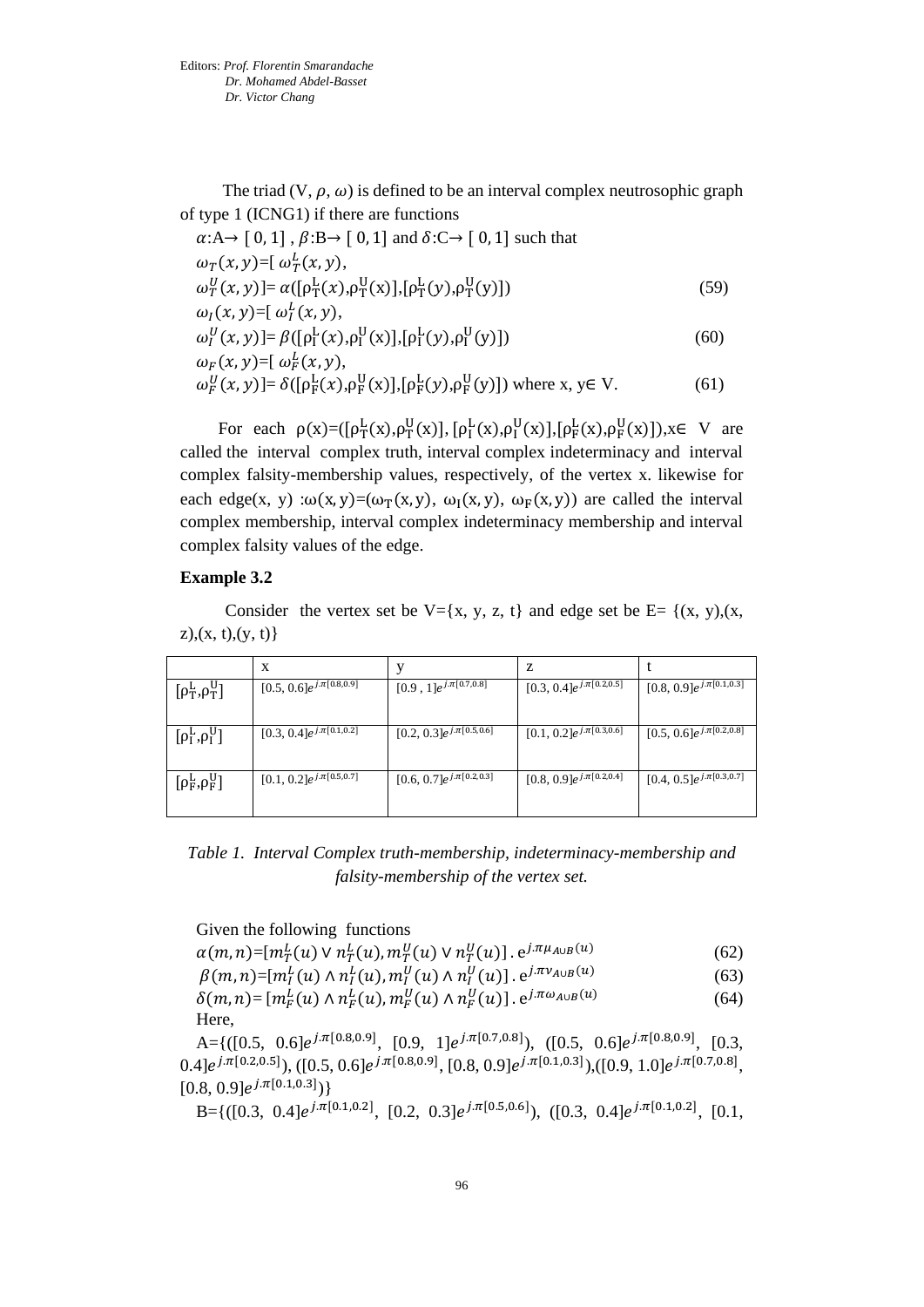The triad (V, $\rho$, $\omega$) is defined to be an interval complex neutrosophic graph of type 1 (ICNG1) if there are functions

$\alpha$:A→ [ 0, 1] , $\beta$:B→ [ 0, 1] and $\delta$:C→ [ 0, 1] such that

$$\omega_T(x,y)\text{=[ }\omega_T^L(x,y),$$
$$\omega_T^U(x,y)\text{]= }\alpha([\rho_T^L(x),\rho_T^U(x)],[\rho_T^L(y),\rho_T^U(y)]) \tag{59}$$
$$\omega_I(x,y)\text{=[ }\omega_I^L(x,y),$$
$$\omega_I^U(x,y)\text{]= }\beta([\rho_I^L(x),\rho_I^U(x)],[\rho_I^L(y),\rho_I^U(y)]) \tag{60}$$
$$\omega_F(x,y)\text{=[ }\omega_F^L(x,y),$$
$$\omega_F^U(x,y)\text{]= }\delta([\rho_F^L(x),\rho_F^U(x)],[\rho_F^L(y),\rho_F^U(y)]) \text{ where x, y} \in \text{V}. \tag{61}$$

For each $\rho(x)=([\rho_T^L(x),\rho_T^U(x)],[\rho_I^L(x),\rho_I^U(x)],[\rho_F^L(x),\rho_F^U(x)]), x\in$ V are called the interval complex truth, interval complex indeterminacy and interval complex falsity-membership values, respectively, of the vertex x. likewise for each edge(x, y) :$\omega(x,y)=(\omega_T(x,y),\ \omega_I(x,y),\ \omega_F(x,y))$ are called the interval complex membership, interval complex indeterminacy membership and interval complex falsity values of the edge.

**Example 3.2**

Consider the vertex set be V={x, y, z, t} and edge set be E= {(x, y),(x, z),(x, t),(y, t)}

| | x | y | z | t |
|---|---|---|---|---|
| $[\rho_T^L,\rho_T^U]$ | $[0.5, 0.6]e^{j.\pi[0.8,0.9]}$ | $[0.9\ , 1]e^{j.\pi[0.7,0.8]}$ | $[0.3, 0.4]e^{j.\pi[0.2,0.5]}$ | $[0.8, 0.9]e^{j.\pi[0.1,0.3]}$ |
| $[\rho_I^L,\rho_I^U]$ | $[0.3, 0.4]e^{j.\pi[0.1,0.2]}$ | $[0.2, 0.3]e^{j.\pi[0.5,0.6]}$ | $[0.1, 0.2]e^{j.\pi[0.3,0.6]}$ | $[0.5, 0.6]e^{j.\pi[0.2,0.8]}$ |
| $[\rho_F^L,\rho_F^U]$ | $[0.1, 0.2]e^{j.\pi[0.5,0.7]}$ | $[0.6, 0.7]e^{j.\pi[0.2,0.3]}$ | $[0.8, 0.9]e^{j.\pi[0.2,0.4]}$ | $[0.4, 0.5]e^{j.\pi[0.3,0.7]}$ |

*Table 1. Interval Complex truth-membership, indeterminacy-membership and falsity-membership of the vertex set.*

Given the following functions

$$\alpha(m,n)=[m_T^L(u)\vee n_T^L(u), m_T^U(u)\vee n_T^U(u)]\,.\,e^{j.\pi\mu_{A\cup B}(u)} \tag{62}$$
$$\beta(m,n)=[m_I^L(u)\wedge n_I^L(u), m_I^U(u)\wedge n_I^U(u)]\,.\,e^{j.\pi\nu_{A\cup B}(u)} \tag{63}$$
$$\delta(m,n)=[m_F^L(u)\wedge n_F^L(u), m_F^U(u)\wedge n_F^U(u)]\,.\,e^{j.\pi\omega_{A\cup B}(u)} \tag{64}$$

Here,

A={($[0.5,\ 0.6]e^{j.\pi[0.8,0.9]}$, $[0.9,\ 1]e^{j.\pi[0.7,0.8]}$), ($[0.5,\ 0.6]e^{j.\pi[0.8,0.9]}$, $[0.3,\ 0.4]e^{j.\pi[0.2,0.5]}$), ($[0.5, 0.6]e^{j.\pi[0.8,0.9]}$, $[0.8, 0.9]e^{j.\pi[0.1,0.3]}$),($[0.9, 1.0]e^{j.\pi[0.7,0.8]}$, $[0.8, 0.9]e^{j.\pi[0.1,0.3]}$)}

B={($[0.3,\ 0.4]e^{j.\pi[0.1,0.2]}$, $[0.2,\ 0.3]e^{j.\pi[0.5,0.6]}$), ($[0.3,\ 0.4]e^{j.\pi[0.1,0.2]}$, [0.1,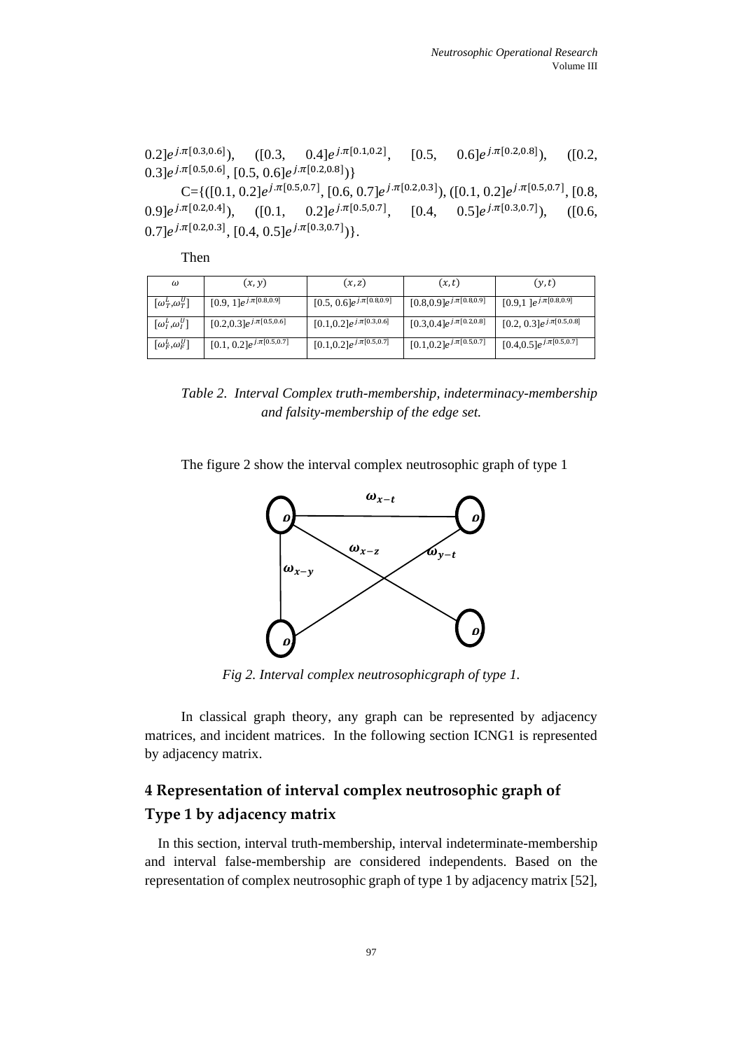0.2]$e^{j.\pi[0.3,0.6]}$), ([0.3, 0.4]$e^{j.\pi[0.1,0.2]}$, [0.5, 0.6]$e^{j.\pi[0.2,0.8]}$), ([0.2, 0.3]$e^{j.\pi[0.5,0.6]}$, [0.5, 0.6]$e^{j.\pi[0.2,0.8]}$)}

C={([0.1, 0.2]$e^{j.\pi[0.5,0.7]}$, [0.6, 0.7]$e^{j.\pi[0.2,0.3]}$), ([0.1, 0.2]$e^{j.\pi[0.5,0.7]}$, [0.8, 0.9]$e^{j.\pi[0.2,0.4]}$), ([0.1, 0.2]$e^{j.\pi[0.5,0.7]}$, [0.4, 0.5]$e^{j.\pi[0.3,0.7]}$), ([0.6, 0.7]$e^{j.\pi[0.2,0.3]}$, [0.4, 0.5]$e^{j.\pi[0.3,0.7]}$)}.

Then

| $\omega$ | $(x,y)$ | $(x,z)$ | $(x,t)$ | $(y,t)$ |
|---|---|---|---|---|
| $[\omega_T^L,\omega_T^U]$ | [0.9, 1]$e^{j.\pi[0.8,0.9]}$ | [0.5, 0.6]$e^{j.\pi[0.8,0.9]}$ | [0.8,0.9]$e^{j.\pi[0.8,0.9]}$ | [0.9,1 ]$e^{j.\pi[0.8,0.9]}$ |
| $[\omega_I^L,\omega_I^U]$ | [0.2,0.3]$e^{j.\pi[0.5,0.6]}$ | [0.1,0.2]$e^{j.\pi[0.3,0.6]}$ | [0.3,0.4]$e^{j.\pi[0.2,0.8]}$ | [0.2, 0.3]$e^{j.\pi[0.5,0.8]}$ |
| $[\omega_F^L,\omega_F^U]$ | [0.1, 0.2]$e^{j.\pi[0.5,0.7]}$ | [0.1,0.2]$e^{j.\pi[0.5,0.7]}$ | [0.1,0.2]$e^{j.\pi[0.5,0.7]}$ | [0.4,0.5]$e^{j.\pi[0.5,0.7]}$ |

*Table 2. Interval Complex truth-membership, indeterminacy-membership and falsity-membership of the edge set.*

The figure 2 show the interval complex neutrosophic graph of type 1

*Fig 2. Interval complex neutrosophicgraph of type 1.*

In classical graph theory, any graph can be represented by adjacency matrices, and incident matrices. In the following section ICNG1 is represented by adjacency matrix.

## 4 Representation of interval complex neutrosophic graph of Type 1 by adjacency matrix

In this section, interval truth-membership, interval indeterminate-membership and interval false-membership are considered independents. Based on the representation of complex neutrosophic graph of type 1 by adjacency matrix [52],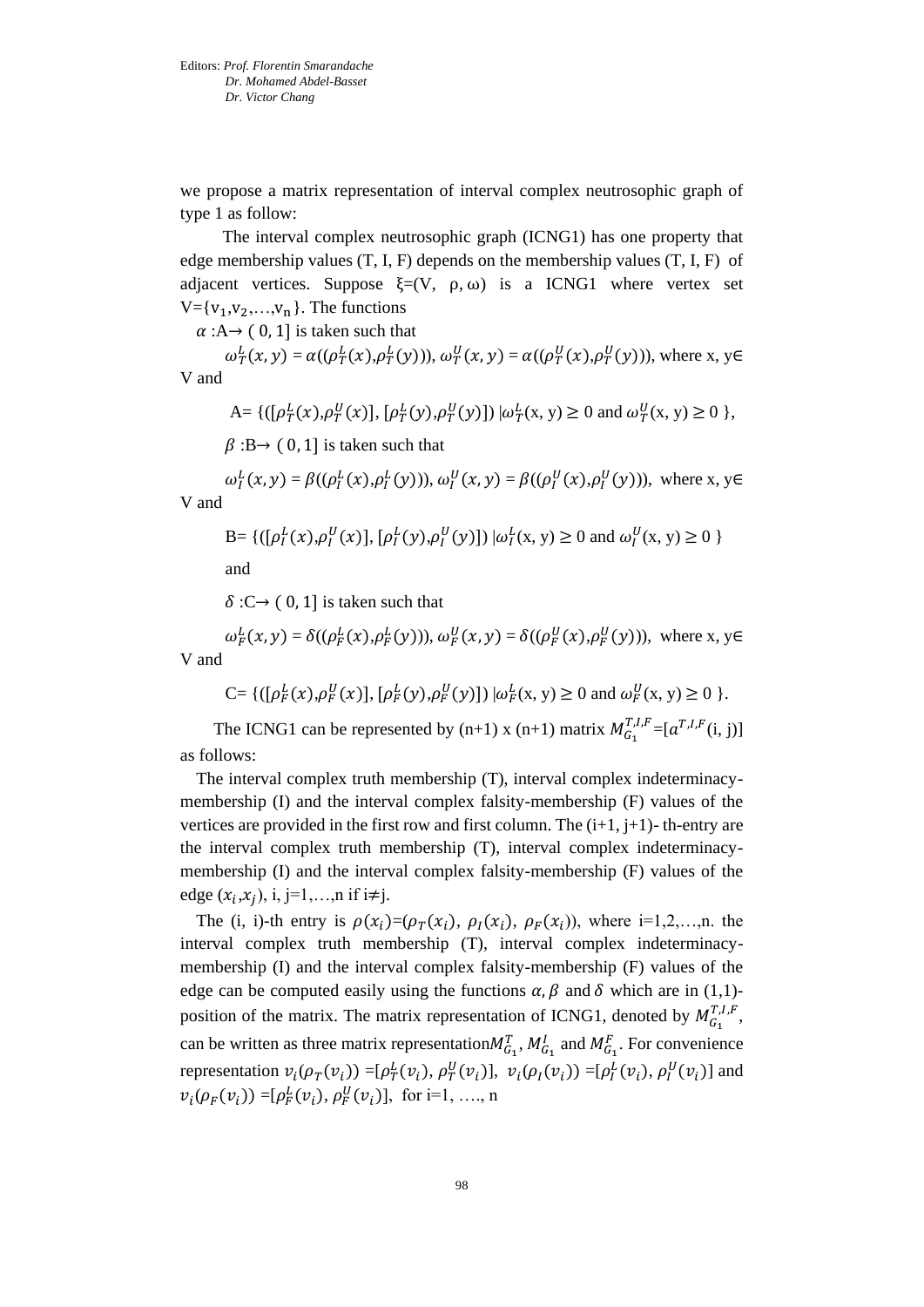we propose a matrix representation of interval complex neutrosophic graph of type 1 as follow:

The interval complex neutrosophic graph (ICNG1) has one property that edge membership values (T, I, F) depends on the membership values (T, I, F) of adjacent vertices. Suppose ξ=(V, ρ, ω) is a ICNG1 where vertex set V={$v_1$,$v_2$,…,$v_n$}. The functions

$\alpha$ :A→ ( 0, 1] is taken such that

$\omega_T^L(x,y) = \alpha((\rho_T^L(x),\rho_T^L(y)))$, $\omega_T^U(x,y) = \alpha((\rho_T^U(x),\rho_T^U(y)))$, where x, y∈ V and

A= {([$\rho_T^L(x)$,$\rho_T^U(x)$], [$\rho_T^L(y)$,$\rho_T^U(y)$]) |$\omega_T^L$(x, y) ≥ 0 and $\omega_T^U$(x, y) ≥ 0 },

$\beta$ :B→ ( 0, 1] is taken such that

$\omega_I^L(x,y) = \beta((\rho_I^L(x),\rho_I^L(y)))$, $\omega_I^U(x,y) = \beta((\rho_I^U(x),\rho_I^U(y)))$, where x, y∈ V and

B= {([$\rho_I^L(x)$,$\rho_I^U(x)$], [$\rho_I^L(y)$,$\rho_I^U(y)$]) |$\omega_I^L$(x, y) ≥ 0 and $\omega_I^U$(x, y) ≥ 0 }

and

$\delta$ :C→ ( 0, 1] is taken such that

$\omega_F^L(x,y) = \delta((\rho_F^L(x),\rho_F^L(y)))$, $\omega_F^U(x,y) = \delta((\rho_F^U(x),\rho_F^U(y)))$, where x, y∈ V and

C= {([$\rho_F^L(x)$,$\rho_F^U(x)$], [$\rho_F^L(y)$,$\rho_F^U(y)$]) |$\omega_F^L$(x, y) ≥ 0 and $\omega_F^U$(x, y) ≥ 0 }.

The ICNG1 can be represented by (n+1) x (n+1) matrix $M_{G_1}^{T,I,F}$=[$a^{T,I,F}$(i, j)] as follows:

The interval complex truth membership (T), interval complex indeterminacy-membership (I) and the interval complex falsity-membership (F) values of the vertices are provided in the first row and first column. The (i+1, j+1)- th-entry are the interval complex truth membership (T), interval complex indeterminacy-membership (I) and the interval complex falsity-membership (F) values of the edge ($x_i$,$x_j$), i, j=1,…,n if i≠j.

The (i, i)-th entry is $\rho(x_i)$=($\rho_T(x_i)$, $\rho_I(x_i)$, $\rho_F(x_i)$), where i=1,2,…,n. the interval complex truth membership (T), interval complex indeterminacy-membership (I) and the interval complex falsity-membership (F) values of the edge can be computed easily using the functions $\alpha, \beta$ and $\delta$ which are in (1,1)-position of the matrix. The matrix representation of ICNG1, denoted by $M_{G_1}^{T,I,F}$, can be written as three matrix representation $M_{G_1}^T$, $M_{G_1}^I$ and $M_{G_1}^F$. For convenience representation $v_i(\rho_T(v_i))$ =[$\rho_T^L(v_i)$, $\rho_T^U(v_i)$], $v_i(\rho_I(v_i))$ =[$\rho_I^L(v_i)$, $\rho_I^U(v_i)$] and $v_i(\rho_F(v_i))$ =[$\rho_F^L(v_i)$, $\rho_F^U(v_i)$], for i=1, …., n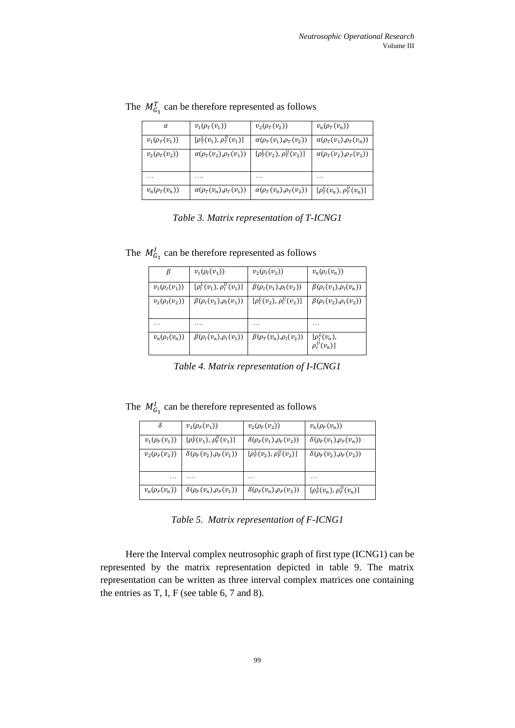The $M_{G_1}^T$ can be therefore represented as follows

| $\alpha$ | $v_1(\rho_T(v_1))$ | $v_2(\rho_T(v_2))$ | $v_n(\rho_T(v_n))$ |
|---|---|---|---|
| $v_1(\rho_T(v_1))$ | $[\rho_T^L(v_1), \rho_T^U(v_1)]$ | $\alpha(\rho_T(v_1),\rho_T(v_2))$ | $\alpha(\rho_T(v_1),\rho_T(v_n))$ |
| $v_2(\rho_T(v_2))$ | $\alpha(\rho_T(v_2),\rho_T(v_1))$ | $[\rho_T^L(v_2), \rho_T^U(v_2)]$ | $\alpha(\rho_T(v_2),\rho_T(v_2))$ |
| … | …. | … | … |
| $v_n(\rho_T(v_n))$ | $\alpha(\rho_T(v_n),\rho_T(v_1))$ | $\alpha(\rho_T(v_n),\rho_T(v_2))$ | $[\rho_T^L(v_n), \rho_T^U(v_n)]$ |

*Table 3. Matrix representation of T-ICNG1*

The $M_{G_1}^I$ can be therefore represented as follows

| $\beta$ | $v_1(\rho_I(v_1))$ | $v_2(\rho_I(v_2))$ | $v_n(\rho_I(v_n))$ |
|---|---|---|---|
| $v_1(\rho_I(v_1))$ | $[\rho_I^L(v_1), \rho_I^U(v_1)]$ | $\beta(\rho_I(v_1),\rho_I(v_2))$ | $\beta(\rho_I(v_1),\rho_I(v_n))$ |
| $v_2(\rho_I(v_2))$ | $\beta(\rho_I(v_2),\rho_I(v_1))$ | $[\rho_I^L(v_2), \rho_I^U(v_2)]$ | $\beta(\rho_I(v_2),\rho_I(v_2))$ |
| … | …. | … | … |
| $v_n(\rho_I(v_n))$ | $\beta(\rho_I(v_n),\rho_I(v_1))$ | $\beta(\rho_T(v_n),\rho_I(v_2))$ | $[\rho_I^L(v_n), \rho_I^U(v_n)]$ |

*Table 4. Matrix representation of I-ICNG1*

The $M_{G_1}^I$ can be therefore represented as follows

| $\delta$ | $v_1(\rho_F(v_1))$ | $v_2(\rho_F(v_2))$ | $v_n(\rho_F(v_n))$ |
|---|---|---|---|
| $v_1(\rho_F(v_1))$ | $[\rho_F^L(v_1), \rho_F^U(v_1)]$ | $\delta(\rho_F(v_1),\rho_F(v_2))$ | $\delta(\rho_F(v_1),\rho_F(v_n))$ |
| $v_2(\rho_F(v_2))$ | $\delta(\rho_F(v_2),\rho_F(v_1))$ | $[\rho_F^L(v_2), \rho_F^U(v_2)]$ | $\delta(\rho_F(v_2),\rho_F(v_2))$ |
| … | …. | … | … |
| $v_n(\rho_F(v_n))$ | $\delta(\rho_F(v_n),\rho_F(v_1))$ | $\delta(\rho_F(v_n),\rho_F(v_2))$ | $[\rho_F^L(v_n), \rho_F^U(v_n)]$ |

*Table 5. Matrix representation of F-ICNG1*

Here the Interval complex neutrosophic graph of first type (ICNG1) can be represented by the matrix representation depicted in table 9. The matrix representation can be written as three interval complex matrices one containing the entries as T, I, F (see table 6, 7 and 8).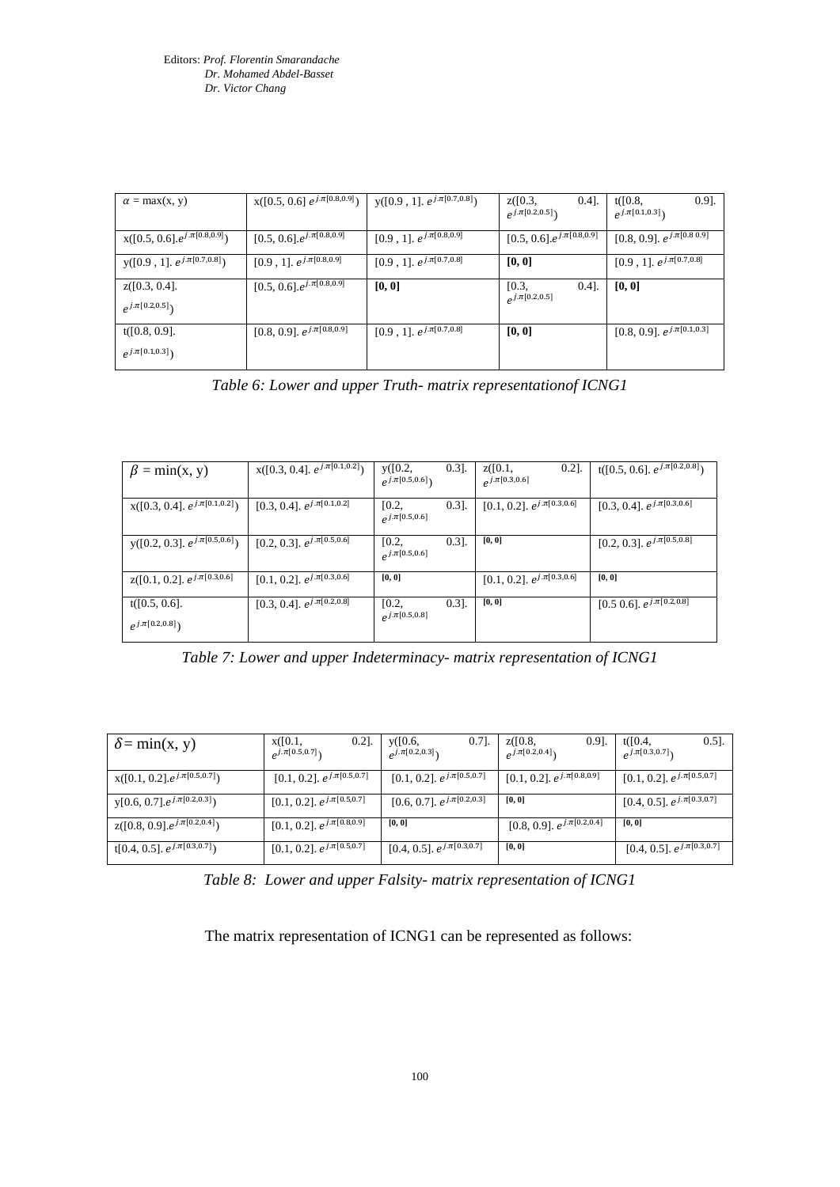| $\alpha$ = max(x, y) | x([0.5, 0.6] $e^{j.\pi[0.8,0.9]}$) | y([0.9 , 1]. $e^{j.\pi[0.7,0.8]}$) | z([0.3, 0.4]. $e^{j.\pi[0.2,0.5]}$) | t([0.8, 0.9]. $e^{j.\pi[0.1,0.3]}$) |
|---|---|---|---|---|
| x([0.5, 0.6].$e^{j.\pi[0.8,0.9]}$) | [0.5, 0.6].$e^{j.\pi[0.8,0.9]}$ | [0.9 , 1]. $e^{j.\pi[0.8,0.9]}$ | [0.5, 0.6].$e^{j.\pi[0.8,0.9]}$ | [0.8, 0.9]. $e^{j.\pi[0.8\ 0.9]}$ |
| y([0.9 , 1]. $e^{j.\pi[0.7,0.8]}$) | [0.9 , 1]. $e^{j.\pi[0.8,0.9]}$ | [0.9 , 1]. $e^{j.\pi[0.7,0.8]}$ | **[0, 0]** | [0.9 , 1]. $e^{j.\pi[0.7,0.8]}$ |
| z([0.3, 0.4]. $e^{j.\pi[0.2,0.5]}$) | [0.5, 0.6].$e^{j.\pi[0.8,0.9]}$ | **[0, 0]** | [0.3, 0.4]. $e^{j.\pi[0.2,0.5]}$ | **[0, 0]** |
| t([0.8, 0.9]. $e^{j.\pi[0.1,0.3]}$) | [0.8, 0.9]. $e^{j.\pi[0.8,0.9]}$ | [0.9 , 1]. $e^{j.\pi[0.7,0.8]}$ | **[0, 0]** | [0.8, 0.9]. $e^{j.\pi[0.1,0.3]}$ |

*Table 6: Lower and upper Truth- matrix representationof ICNG1*

| $\beta$ = min(x, y) | x([0.3, 0.4]. $e^{j.\pi[0.1,0.2]}$) | y([0.2, 0.3]. $e^{j.\pi[0.5,0.6]}$) | z([0.1, 0.2]. $e^{j.\pi[0.3,0.6]}$ | t([0.5, 0.6]. $e^{j.\pi[0.2,0.8]}$) |
|---|---|---|---|---|
| x([0.3, 0.4]. $e^{j.\pi[0.1,0.2]}$) | [0.3, 0.4]. $e^{j.\pi[0.1,0.2]}$ | [0.2, 0.3]. $e^{j.\pi[0.5,0.6]}$ | [0.1, 0.2]. $e^{j.\pi[0.3,0.6]}$ | [0.3, 0.4]. $e^{j.\pi[0.3,0.6]}$ |
| y([0.2, 0.3]. $e^{j.\pi[0.5,0.6]}$) | [0.2, 0.3]. $e^{j.\pi[0.5,0.6]}$ | [0.2, 0.3]. $e^{j.\pi[0.5,0.6]}$ | **[0, 0]** | [0.2, 0.3]. $e^{j.\pi[0.5,0.8]}$ |
| z([0.1, 0.2]. $e^{j.\pi[0.3,0.6]}$ | [0.1, 0.2]. $e^{j.\pi[0.3,0.6]}$ | **[0, 0]** | [0.1, 0.2]. $e^{j.\pi[0.3,0.6]}$ | **[0, 0]** |
| t([0.5, 0.6]. $e^{j.\pi[0.2,0.8]}$) | [0.3, 0.4]. $e^{j.\pi[0.2,0.8]}$ | [0.2, 0.3]. $e^{j.\pi[0.5,0.8]}$ | **[0, 0]** | [0.5 0.6]. $e^{j.\pi[0.2,0.8]}$ |

*Table 7: Lower and upper Indeterminacy- matrix representation of ICNG1*

| $\delta$ = min(x, y) | x([0.1, 0.2]. $e^{j.\pi[0.5,0.7]}$) | y([0.6, 0.7]. $e^{j.\pi[0.2,0.3]}$) | z([0.8, 0.9]. $e^{j.\pi[0.2,0.4]}$) | t([0.4, 0.5]. $e^{j.\pi[0.3,0.7]}$) |
|---|---|---|---|---|
| x([0.1, 0.2].$e^{j.\pi[0.5,0.7]}$) | [0.1, 0.2]. $e^{j.\pi[0.5,0.7]}$ | [0.1, 0.2]. $e^{j.\pi[0.5,0.7]}$ | [0.1, 0.2]. $e^{j.\pi[0.8,0.9]}$ | [0.1, 0.2]. $e^{j.\pi[0.5,0.7]}$ |
| y[0.6, 0.7].$e^{j.\pi[0.2,0.3]}$) | [0.1, 0.2]. $e^{j.\pi[0.5,0.7]}$ | [0.6, 0.7]. $e^{j.\pi[0.2,0.3]}$ | **[0, 0]** | [0.4, 0.5]. $e^{j.\pi[0.3,0.7]}$ |
| z([0.8, 0.9].$e^{j.\pi[0.2,0.4]}$) | [0.1, 0.2]. $e^{j.\pi[0.8,0.9]}$ | **[0, 0]** | [0.8, 0.9]. $e^{j.\pi[0.2,0.4]}$ | **[0, 0]** |
| t[0.4, 0.5]. $e^{j.\pi[0.3,0.7]}$) | [0.1, 0.2]. $e^{j.\pi[0.5,0.7]}$ | [0.4, 0.5]. $e^{j.\pi[0.3,0.7]}$ | **[0, 0]** | [0.4, 0.5]. $e^{j.\pi[0.3,0.7]}$ |

*Table 8: Lower and upper Falsity- matrix representation of ICNG1*

The matrix representation of ICNG1 can be represented as follows: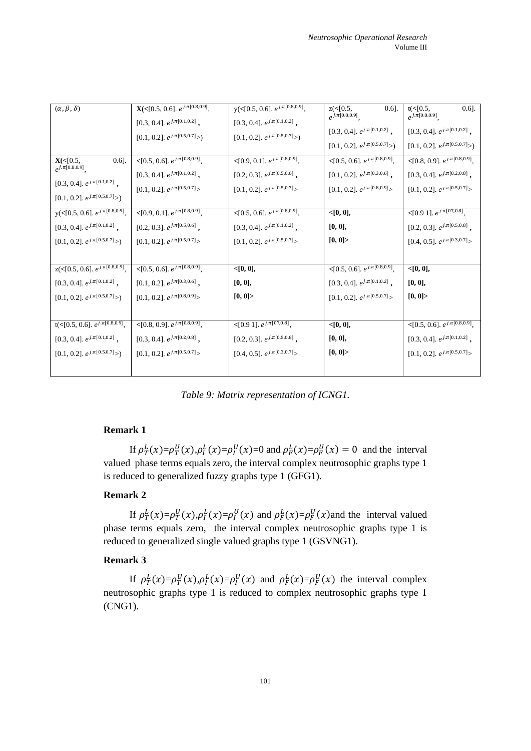| $(\alpha, \beta, \delta)$ | **X(<**[0.5, 0.6]. $e^{j.\pi[0.8,0.9]}$, [0.3, 0.4]. $e^{j.\pi[0.1,0.2]}$, [0.1, 0.2]. $e^{j.\pi[0.5,0.7]}$>) | y(<[0.5, 0.6]. $e^{j.\pi[0.8,0.9]}$, [0.3, 0.4]. $e^{j.\pi[0.1,0.2]}$, [0.1, 0.2]. $e^{j.\pi[0.5,0.7]}$>) | z(<[0.5, 0.6]. $e^{j.\pi[0.8,0.9]}$, [0.3, 0.4]. $e^{j.\pi[0.1,0.2]}$, [0.1, 0.2]. $e^{j.\pi[0.5,0.7]}$>) | t(<[0.5, 0.6]. $e^{j.\pi[0.8,0.9]}$, [0.3, 0.4]. $e^{j.\pi[0.1,0.2]}$, [0.1, 0.2]. $e^{j.\pi[0.5,0.7]}$>) |
|---|---|---|---|---|
| **X(<**[0.5, 0.6]. $e^{j.\pi[0.8,0.9]}$, [0.3, 0.4]. $e^{j.\pi[0.1,0.2]}$, [0.1, 0.2]. $e^{j.\pi[0.5,0.7]}$>) | <[0.5, 0.6]. $e^{j.\pi[0.8,0.9]}$, [0.3, 0.4]. $e^{j.\pi[0.1,0.2]}$, [0.1, 0.2]. $e^{j.\pi[0.5,0.7]}$> | <[0.9, 0.1]. $e^{j.\pi[0.8,0.9]}$, [0.2, 0.3]. $e^{j.\pi[0.5,0.6]}$, [0.1, 0.2]. $e^{j.\pi[0.5,0.7]}$> | <[0.5, 0.6]. $e^{j.\pi[0.8,0.9]}$, [0.1, 0.2]. $e^{j.\pi[0.3,0.6]}$, [0.1, 0.2]. $e^{j.\pi[0.8,0.9]}$> | <[0.8, 0.9]. $e^{j.\pi[0.8,0.9]}$, [0.3, 0.4]. $e^{j.\pi[0.2,0.8]}$, [0.1, 0.2]. $e^{j.\pi[0.5,0.7]}$> |
| y(<[0.5, 0.6]. $e^{j.\pi[0.8,0.9]}$, [0.3, 0.4]. $e^{j.\pi[0.1,0.2]}$, [0.1, 0.2]. $e^{j.\pi[0.5,0.7]}$>) | <[0.9, 0.1]. $e^{j.\pi[0.8,0.9]}$, [0.2, 0.3]. $e^{j.\pi[0.5,0.6]}$, [0.1, 0.2]. $e^{j.\pi[0.5,0.7]}$> | <[0.5, 0.6]. $e^{j.\pi[0.8,0.9]}$, [0.3, 0.4]. $e^{j.\pi[0.1,0.2]}$, [0.1, 0.2]. $e^{j.\pi[0.5,0.7]}$> | **<[0, 0], [0, 0], [0, 0]>** | <[0.9 1]. $e^{j.\pi[07,0.8]}$, [0.2, 0.3]. $e^{j.\pi[0.5,0.8]}$, [0.4, 0.5]. $e^{j.\pi[0.3,0.7]}$> |
| z(<[0.5, 0.6]. $e^{j.\pi[0.8,0.9]}$, [0.3, 0.4]. $e^{j.\pi[0.1,0.2]}$, [0.1, 0.2]. $e^{j.\pi[0.5,0.7]}$>) | <[0.5, 0.6]. $e^{j.\pi[0.8,0.9]}$, [0.1, 0.2]. $e^{j.\pi[0.3,0.6]}$, [0.1, 0.2]. $e^{j.\pi[0.8,0.9]}$> | **<[0, 0], [0, 0], [0, 0]>** | <[0.5, 0.6]. $e^{j.\pi[0.8,0.9]}$, [0.3, 0.4]. $e^{j.\pi[0.1,0.2]}$, [0.1, 0.2]. $e^{j.\pi[0.5,0.7]}$> | **<[0, 0], [0, 0], [0, 0]>** |
| t(<[0.5, 0.6]. $e^{j.\pi[0.8,0.9]}$, [0.3, 0.4]. $e^{j.\pi[0.1,0.2]}$, [0.1, 0.2]. $e^{j.\pi[0.5,0.7]}$>) | <[0.8, 0.9]. $e^{j.\pi[0.8,0.9]}$, [0.3, 0.4]. $e^{j.\pi[0.2,0.8]}$, [0.1, 0.2]. $e^{j.\pi[0.5,0.7]}$> | <[0.9 1]. $e^{j.\pi[07,0.8]}$, [0.2, 0.3]. $e^{j.\pi[0.5,0.8]}$, [0.4, 0.5]. $e^{j.\pi[0.3,0.7]}$> | **<[0, 0], [0, 0], [0, 0]>** | <[0.5, 0.6]. $e^{j.\pi[0.8,0.9]}$, [0.3, 0.4]. $e^{j.\pi[0.1,0.2]}$, [0.1, 0.2]. $e^{j.\pi[0.5,0.7]}$> |

*Table 9: Matrix representation of ICNG1.*

**Remark 1**

If $\rho_T^L(x)=\rho_T^U(x)$,$\rho_I^L(x)=\rho_I^U(x)$=0 and $\rho_F^L(x)=\rho_F^U(x) = 0$ and the interval valued phase terms equals zero, the interval complex neutrosophic graphs type 1 is reduced to generalized fuzzy graphs type 1 (GFG1).

**Remark 2**

If $\rho_T^L(x)=\rho_T^U(x)$,$\rho_I^L(x)=\rho_I^U(x)$ and $\rho_F^L(x)=\rho_F^U(x)$and the interval valued phase terms equals zero, the interval complex neutrosophic graphs type 1 is reduced to generalized single valued graphs type 1 (GSVNG1).

**Remark 3**

If $\rho_T^L(x)=\rho_T^U(x)$,$\rho_I^L(x)=\rho_I^U(x)$ and $\rho_F^L(x)=\rho_F^U(x)$ the interval complex neutrosophic graphs type 1 is reduced to complex neutrosophic graphs type 1 (CNG1).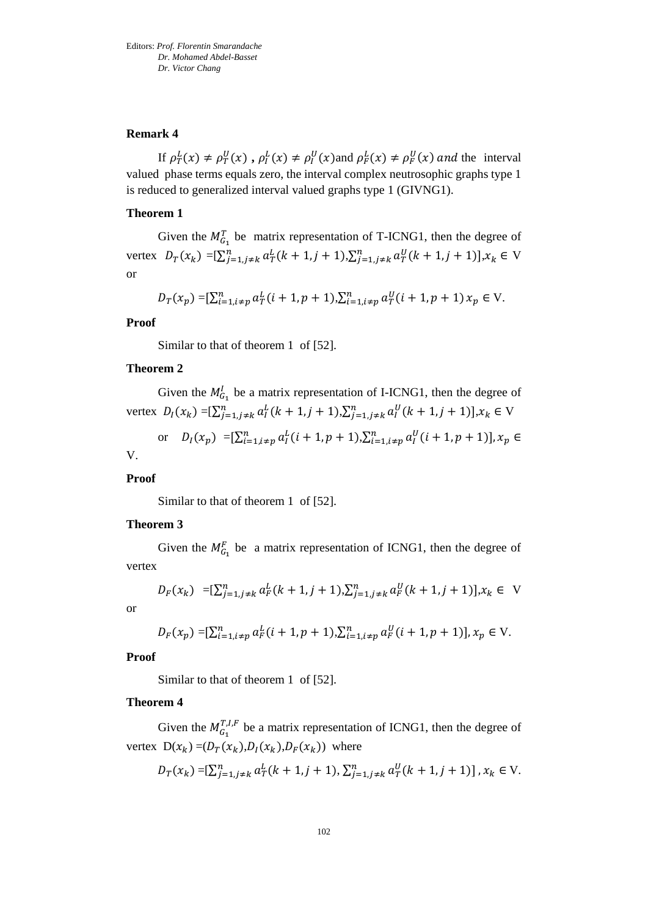Editors: *Prof. Florentin Smarandache*
*Dr. Mohamed Abdel-Basset*
*Dr. Victor Chang*

**Remark 4**

If $\rho_T^L(x) \neq \rho_T^U(x)$ **,** $\rho_I^L(x) \neq \rho_I^U(x)$and $\rho_F^L(x) \neq \rho_F^U(x)$ $and$ the interval valued phase terms equals zero, the interval complex neutrosophic graphs type 1 is reduced to generalized interval valued graphs type 1 (GIVNG1).

**Theorem 1**

Given the $M_{G_1}^T$ be matrix representation of T-ICNG1, then the degree of vertex $D_T(x_k)$ =[$\sum_{j=1,j\neq k}^{n} a_T^L(k+1,j+1)$,$\sum_{j=1,j\neq k}^{n} a_T^U(k+1,j+1)$],$x_k \in$ V or

$$D_T(x_p) = [\sum_{i=1,i\neq p}^{n} a_T^L(i+1,p+1), \sum_{i=1,i\neq p}^{n} a_T^U(i+1,p+1)\ x_p \in \text{V}.$$

**Proof**

Similar to that of theorem 1 of [52].

**Theorem 2**

Given the $M_{G_1}^I$ be a matrix representation of I-ICNG1, then the degree of vertex $D_I(x_k)$ =[$\sum_{j=1,j\neq k}^{n} a_I^L(k+1,j+1)$,$\sum_{j=1,j\neq k}^{n} a_I^U(k+1,j+1)$],$x_k \in$ V

or $D_I(x_p)$ =[$\sum_{i=1,i\neq p}^{n} a_I^L(i+1,p+1)$,$\sum_{i=1,i\neq p}^{n} a_I^U(i+1,p+1)$], $x_p \in$ V.

**Proof**

Similar to that of theorem 1 of [52].

**Theorem 3**

Given the $M_{G_1}^F$ be a matrix representation of ICNG1, then the degree of vertex

$$D_F(x_k) = [\sum_{j=1,j\neq k}^{n} a_F^L(k+1,j+1), \sum_{j=1,j\neq k}^{n} a_F^U(k+1,j+1)], x_k \in \text{V}$$

or

$$D_F(x_p) = [\sum_{i=1,i\neq p}^{n} a_F^L(i+1,p+1), \sum_{i=1,i\neq p}^{n} a_F^U(i+1,p+1)], x_p \in \text{V}.$$

**Proof**

Similar to that of theorem 1 of [52].

**Theorem 4**

Given the $M_{G_1}^{T,I,F}$ be a matrix representation of ICNG1, then the degree of vertex D($x_k$) =($D_T(x_k)$,$D_I(x_k)$,$D_F(x_k)$) where

$$D_T(x_k) = [\sum_{j=1,j\neq k}^{n} a_T^L(k+1,j+1), \sum_{j=1,j\neq k}^{n} a_T^U(k+1,j+1)]\ , x_k \in \text{V}.$$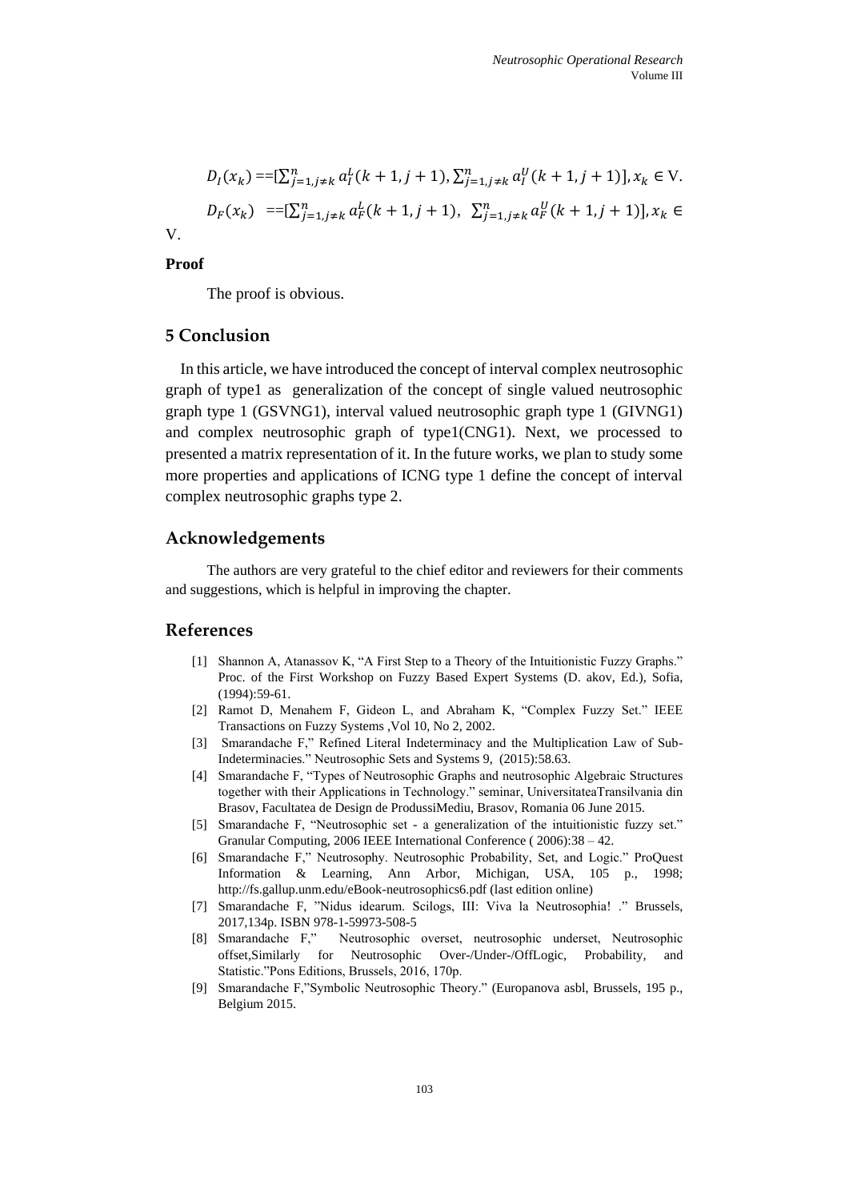$$D_I(x_k) ==[\sum_{j=1,j\neq k}^{n} a_I^L(k+1,j+1), \sum_{j=1,j\neq k}^{n} a_I^U(k+1,j+1)], x_k \in \text{V}.$$

$$D_F(x_k) ==[\sum_{j=1,j\neq k}^{n} a_F^L(k+1,j+1), \sum_{j=1,j\neq k}^{n} a_F^U(k+1,j+1)], x_k \in \text{V}.$$

**Proof**

The proof is obvious.

## 5 Conclusion

In this article, we have introduced the concept of interval complex neutrosophic graph of type1 as generalization of the concept of single valued neutrosophic graph type 1 (GSVNG1), interval valued neutrosophic graph type 1 (GIVNG1) and complex neutrosophic graph of type1(CNG1). Next, we processed to presented a matrix representation of it. In the future works, we plan to study some more properties and applications of ICNG type 1 define the concept of interval complex neutrosophic graphs type 2.

## Acknowledgements

The authors are very grateful to the chief editor and reviewers for their comments and suggestions, which is helpful in improving the chapter.

## References

[1] Shannon A, Atanassov K, "A First Step to a Theory of the Intuitionistic Fuzzy Graphs." Proc. of the First Workshop on Fuzzy Based Expert Systems (D. akov, Ed.), Sofia, (1994):59-61.

[2] Ramot D, Menahem F, Gideon L, and Abraham K, "Complex Fuzzy Set." IEEE Transactions on Fuzzy Systems ,Vol 10, No 2, 2002.

[3] Smarandache F," Refined Literal Indeterminacy and the Multiplication Law of Sub-Indeterminacies." Neutrosophic Sets and Systems 9, (2015):58.63.

[4] Smarandache F, "Types of Neutrosophic Graphs and neutrosophic Algebraic Structures together with their Applications in Technology." seminar, UniversitateaTransilvania din Brasov, Facultatea de Design de ProdussiMediu, Brasov, Romania 06 June 2015.

[5] Smarandache F, "Neutrosophic set - a generalization of the intuitionistic fuzzy set." Granular Computing, 2006 IEEE International Conference ( 2006):38 – 42.

[6] Smarandache F," Neutrosophy. Neutrosophic Probability, Set, and Logic." ProQuest Information & Learning, Ann Arbor, Michigan, USA, 105 p., 1998; http://fs.gallup.unm.edu/eBook-neutrosophics6.pdf (last edition online)

[7] Smarandache F, "Nidus idearum. Scilogs, III: Viva la Neutrosophia! ." Brussels, 2017,134p. ISBN 978-1-59973-508-5

[8] Smarandache F," Neutrosophic overset, neutrosophic underset, Neutrosophic offset,Similarly for Neutrosophic Over-/Under-/OffLogic, Probability, and Statistic."Pons Editions, Brussels, 2016, 170p.

[9] Smarandache F,"Symbolic Neutrosophic Theory." (Europanova asbl, Brussels, 195 p., Belgium 2015.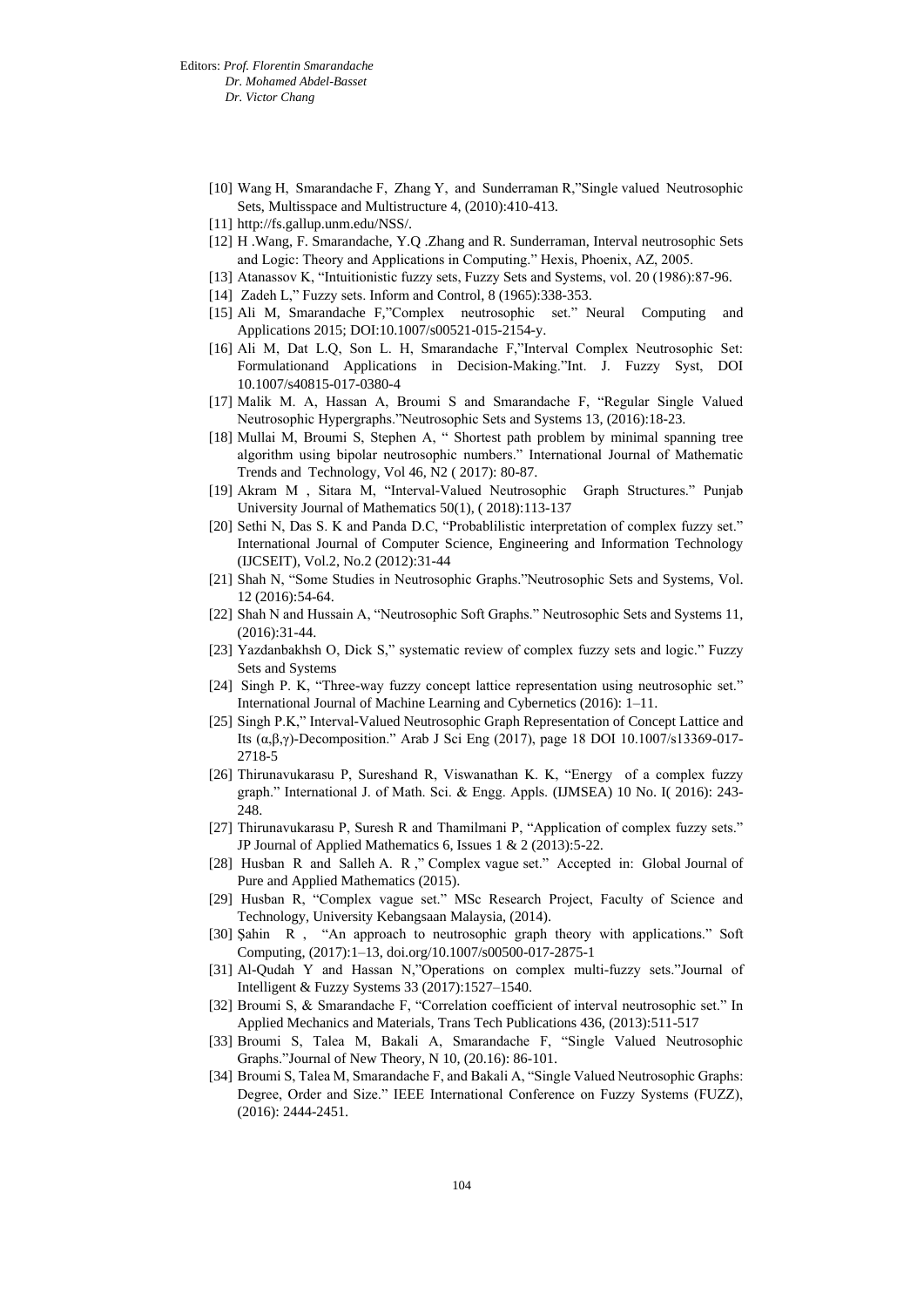[10] Wang H, Smarandache F, Zhang Y, and Sunderraman R,"Single valued Neutrosophic Sets, Multisspace and Multistructure 4, (2010):410-413.

[11] http://fs.gallup.unm.edu/NSS/.

[12] H .Wang, F. Smarandache, Y.Q .Zhang and R. Sunderraman, Interval neutrosophic Sets and Logic: Theory and Applications in Computing." Hexis, Phoenix, AZ, 2005.

[13] Atanassov K, "Intuitionistic fuzzy sets, Fuzzy Sets and Systems, vol. 20 (1986):87-96.

[14] Zadeh L," Fuzzy sets. Inform and Control, 8 (1965):338-353.

[15] Ali M, Smarandache F,"Complex neutrosophic set." Neural Computing and Applications 2015; DOI:10.1007/s00521-015-2154-y.

[16] Ali M, Dat L.Q, Son L. H, Smarandache F,"Interval Complex Neutrosophic Set: Formulationand Applications in Decision-Making."Int. J. Fuzzy Syst, DOI 10.1007/s40815-017-0380-4

[17] Malik M. A, Hassan A, Broumi S and Smarandache F, "Regular Single Valued Neutrosophic Hypergraphs."Neutrosophic Sets and Systems 13, (2016):18-23.

[18] Mullai M, Broumi S, Stephen A, " Shortest path problem by minimal spanning tree algorithm using bipolar neutrosophic numbers." International Journal of Mathematic Trends and Technology, Vol 46, N2 ( 2017): 80-87.

[19] Akram M , Sitara M, "Interval-Valued Neutrosophic Graph Structures." Punjab University Journal of Mathematics 50(1), ( 2018):113-137

[20] Sethi N, Das S. K and Panda D.C, "Probablilistic interpretation of complex fuzzy set." International Journal of Computer Science, Engineering and Information Technology (IJCSEIT), Vol.2, No.2 (2012):31-44

[21] Shah N, "Some Studies in Neutrosophic Graphs."Neutrosophic Sets and Systems, Vol. 12 (2016):54-64.

[22] Shah N and Hussain A, "Neutrosophic Soft Graphs." Neutrosophic Sets and Systems 11, (2016):31-44.

[23] Yazdanbakhsh O, Dick S," systematic review of complex fuzzy sets and logic." Fuzzy Sets and Systems

[24] Singh P. K, "Three-way fuzzy concept lattice representation using neutrosophic set." International Journal of Machine Learning and Cybernetics (2016): 1–11.

[25] Singh P.K," Interval-Valued Neutrosophic Graph Representation of Concept Lattice and Its (α,β,γ)-Decomposition." Arab J Sci Eng (2017), page 18 DOI 10.1007/s13369-017-2718-5

[26] Thirunavukarasu P, Sureshand R, Viswanathan K. K, "Energy of a complex fuzzy graph." International J. of Math. Sci. & Engg. Appls. (IJMSEA) 10 No. I( 2016): 243-248.

[27] Thirunavukarasu P, Suresh R and Thamilmani P, "Application of complex fuzzy sets." JP Journal of Applied Mathematics 6, Issues 1 & 2 (2013):5-22.

[28] Husban R and Salleh A. R ," Complex vague set." Accepted in: Global Journal of Pure and Applied Mathematics (2015).

[29] Husban R, "Complex vague set." MSc Research Project, Faculty of Science and Technology, University Kebangsaan Malaysia, (2014).

[30] Şahin R , "An approach to neutrosophic graph theory with applications." Soft Computing, (2017):1–13, doi.org/10.1007/s00500-017-2875-1

[31] Al-Qudah Y and Hassan N,"Operations on complex multi-fuzzy sets."Journal of Intelligent & Fuzzy Systems 33 (2017):1527–1540.

[32] Broumi S, & Smarandache F, "Correlation coefficient of interval neutrosophic set." In Applied Mechanics and Materials, Trans Tech Publications 436, (2013):511-517

[33] Broumi S, Talea M, Bakali A, Smarandache F, "Single Valued Neutrosophic Graphs."Journal of New Theory, N 10, (20.16): 86-101.

[34] Broumi S, Talea M, Smarandache F, and Bakali A, "Single Valued Neutrosophic Graphs: Degree, Order and Size." IEEE International Conference on Fuzzy Systems (FUZZ), (2016): 2444-2451.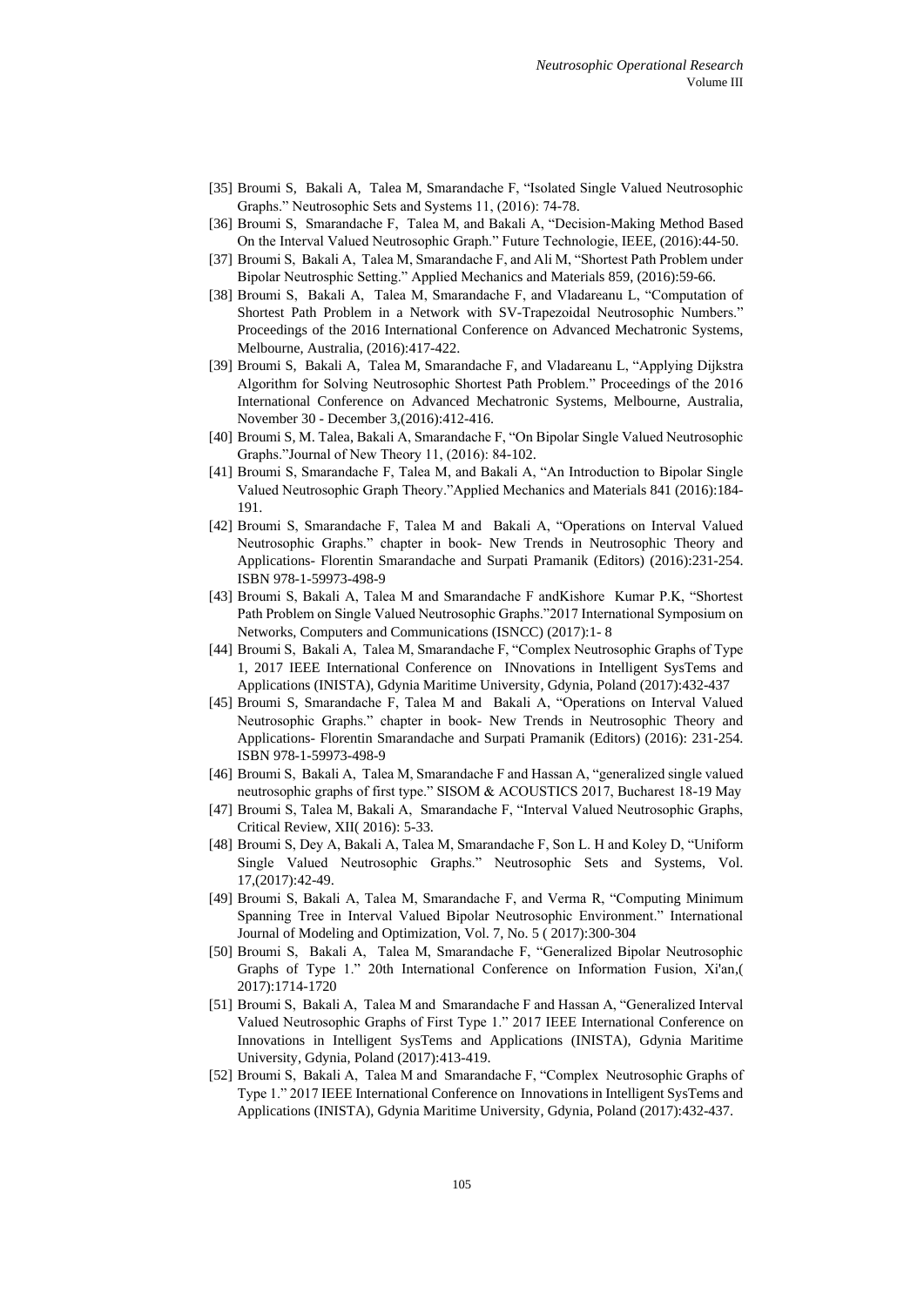[35] Broumi S, Bakali A, Talea M, Smarandache F, "Isolated Single Valued Neutrosophic Graphs." Neutrosophic Sets and Systems 11, (2016): 74-78.

[36] Broumi S, Smarandache F, Talea M, and Bakali A, "Decision-Making Method Based On the Interval Valued Neutrosophic Graph." Future Technologie, IEEE, (2016):44-50.

[37] Broumi S, Bakali A, Talea M, Smarandache F, and Ali M, "Shortest Path Problem under Bipolar Neutrosphic Setting." Applied Mechanics and Materials 859, (2016):59-66.

[38] Broumi S, Bakali A, Talea M, Smarandache F, and Vladareanu L, "Computation of Shortest Path Problem in a Network with SV-Trapezoidal Neutrosophic Numbers." Proceedings of the 2016 International Conference on Advanced Mechatronic Systems, Melbourne, Australia, (2016):417-422.

[39] Broumi S, Bakali A, Talea M, Smarandache F, and Vladareanu L, "Applying Dijkstra Algorithm for Solving Neutrosophic Shortest Path Problem." Proceedings of the 2016 International Conference on Advanced Mechatronic Systems, Melbourne, Australia, November 30 - December 3,(2016):412-416.

[40] Broumi S, M. Talea, Bakali A, Smarandache F, "On Bipolar Single Valued Neutrosophic Graphs."Journal of New Theory 11, (2016): 84-102.

[41] Broumi S, Smarandache F, Talea M, and Bakali A, "An Introduction to Bipolar Single Valued Neutrosophic Graph Theory."Applied Mechanics and Materials 841 (2016):184-191.

[42] Broumi S, Smarandache F, Talea M and Bakali A, "Operations on Interval Valued Neutrosophic Graphs." chapter in book- New Trends in Neutrosophic Theory and Applications- Florentin Smarandache and Surpati Pramanik (Editors) (2016):231-254. ISBN 978-1-59973-498-9

[43] Broumi S, Bakali A, Talea M and Smarandache F andKishore Kumar P.K, "Shortest Path Problem on Single Valued Neutrosophic Graphs."2017 International Symposium on Networks, Computers and Communications (ISNCC) (2017):1- 8

[44] Broumi S, Bakali A, Talea M, Smarandache F, "Complex Neutrosophic Graphs of Type 1, 2017 IEEE International Conference on INnovations in Intelligent SysTems and Applications (INISTA), Gdynia Maritime University, Gdynia, Poland (2017):432-437

[45] Broumi S, Smarandache F, Talea M and Bakali A, "Operations on Interval Valued Neutrosophic Graphs." chapter in book- New Trends in Neutrosophic Theory and Applications- Florentin Smarandache and Surpati Pramanik (Editors) (2016): 231-254. ISBN 978-1-59973-498-9

[46] Broumi S, Bakali A, Talea M, Smarandache F and Hassan A, "generalized single valued neutrosophic graphs of first type." SISOM & ACOUSTICS 2017, Bucharest 18-19 May

[47] Broumi S, Talea M, Bakali A, Smarandache F, "Interval Valued Neutrosophic Graphs, Critical Review, XII( 2016): 5-33.

[48] Broumi S, Dey A, Bakali A, Talea M, Smarandache F, Son L. H and Koley D, "Uniform Single Valued Neutrosophic Graphs." Neutrosophic Sets and Systems, Vol. 17,(2017):42-49.

[49] Broumi S, Bakali A, Talea M, Smarandache F, and Verma R, "Computing Minimum Spanning Tree in Interval Valued Bipolar Neutrosophic Environment." International Journal of Modeling and Optimization, Vol. 7, No. 5 ( 2017):300-304

[50] Broumi S, Bakali A, Talea M, Smarandache F, "Generalized Bipolar Neutrosophic Graphs of Type 1." 20th International Conference on Information Fusion, Xi'an,( 2017):1714-1720

[51] Broumi S, Bakali A, Talea M and Smarandache F and Hassan A, "Generalized Interval Valued Neutrosophic Graphs of First Type 1." 2017 IEEE International Conference on Innovations in Intelligent SysTems and Applications (INISTA), Gdynia Maritime University, Gdynia, Poland (2017):413-419.

[52] Broumi S, Bakali A, Talea M and Smarandache F, "Complex Neutrosophic Graphs of Type 1." 2017 IEEE International Conference on Innovations in Intelligent SysTems and Applications (INISTA), Gdynia Maritime University, Gdynia, Poland (2017):432-437.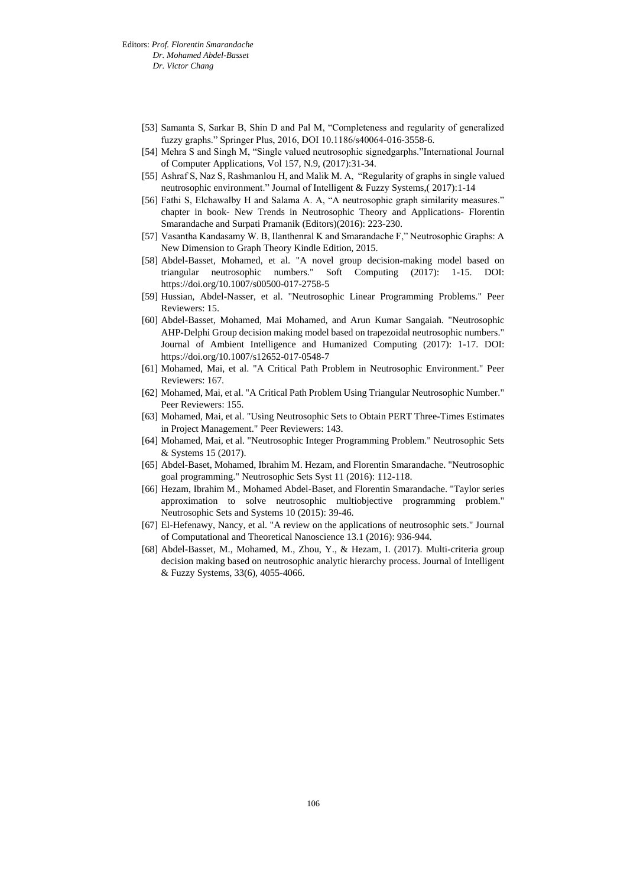[53] Samanta S, Sarkar B, Shin D and Pal M, “Completeness and regularity of generalized fuzzy graphs.” Springer Plus, 2016, DOI 10.1186/s40064-016-3558-6.

[54] Mehra S and Singh M, “Single valued neutrosophic signedgarphs.”International Journal of Computer Applications, Vol 157, N.9, (2017):31-34.

[55] Ashraf S, Naz S, Rashmanlou H, and Malik M. A, “Regularity of graphs in single valued neutrosophic environment.” Journal of Intelligent & Fuzzy Systems,( 2017):1-14

[56] Fathi S, Elchawalby H and Salama A. A, “A neutrosophic graph similarity measures.” chapter in book- New Trends in Neutrosophic Theory and Applications- Florentin Smarandache and Surpati Pramanik (Editors)(2016): 223-230.

[57] Vasantha Kandasamy W. B, Ilanthenral K and Smarandache F,” Neutrosophic Graphs: A New Dimension to Graph Theory Kindle Edition, 2015.

[58] Abdel-Basset, Mohamed, et al. "A novel group decision-making model based on triangular neutrosophic numbers." Soft Computing (2017): 1-15. DOI: https://doi.org/10.1007/s00500-017-2758-5

[59] Hussian, Abdel-Nasser, et al. "Neutrosophic Linear Programming Problems." Peer Reviewers: 15.

[60] Abdel-Basset, Mohamed, Mai Mohamed, and Arun Kumar Sangaiah. "Neutrosophic AHP-Delphi Group decision making model based on trapezoidal neutrosophic numbers." Journal of Ambient Intelligence and Humanized Computing (2017): 1-17. DOI: https://doi.org/10.1007/s12652-017-0548-7

[61] Mohamed, Mai, et al. "A Critical Path Problem in Neutrosophic Environment." Peer Reviewers: 167.

[62] Mohamed, Mai, et al. "A Critical Path Problem Using Triangular Neutrosophic Number." Peer Reviewers: 155.

[63] Mohamed, Mai, et al. "Using Neutrosophic Sets to Obtain PERT Three-Times Estimates in Project Management." Peer Reviewers: 143.

[64] Mohamed, Mai, et al. "Neutrosophic Integer Programming Problem." Neutrosophic Sets & Systems 15 (2017).

[65] Abdel-Baset, Mohamed, Ibrahim M. Hezam, and Florentin Smarandache. "Neutrosophic goal programming." Neutrosophic Sets Syst 11 (2016): 112-118.

[66] Hezam, Ibrahim M., Mohamed Abdel-Baset, and Florentin Smarandache. "Taylor series approximation to solve neutrosophic multiobjective programming problem." Neutrosophic Sets and Systems 10 (2015): 39-46.

[67] El-Hefenawy, Nancy, et al. "A review on the applications of neutrosophic sets." Journal of Computational and Theoretical Nanoscience 13.1 (2016): 936-944.

[68] Abdel-Basset, M., Mohamed, M., Zhou, Y., & Hezam, I. (2017). Multi-criteria group decision making based on neutrosophic analytic hierarchy process. Journal of Intelligent & Fuzzy Systems, 33(6), 4055-4066.